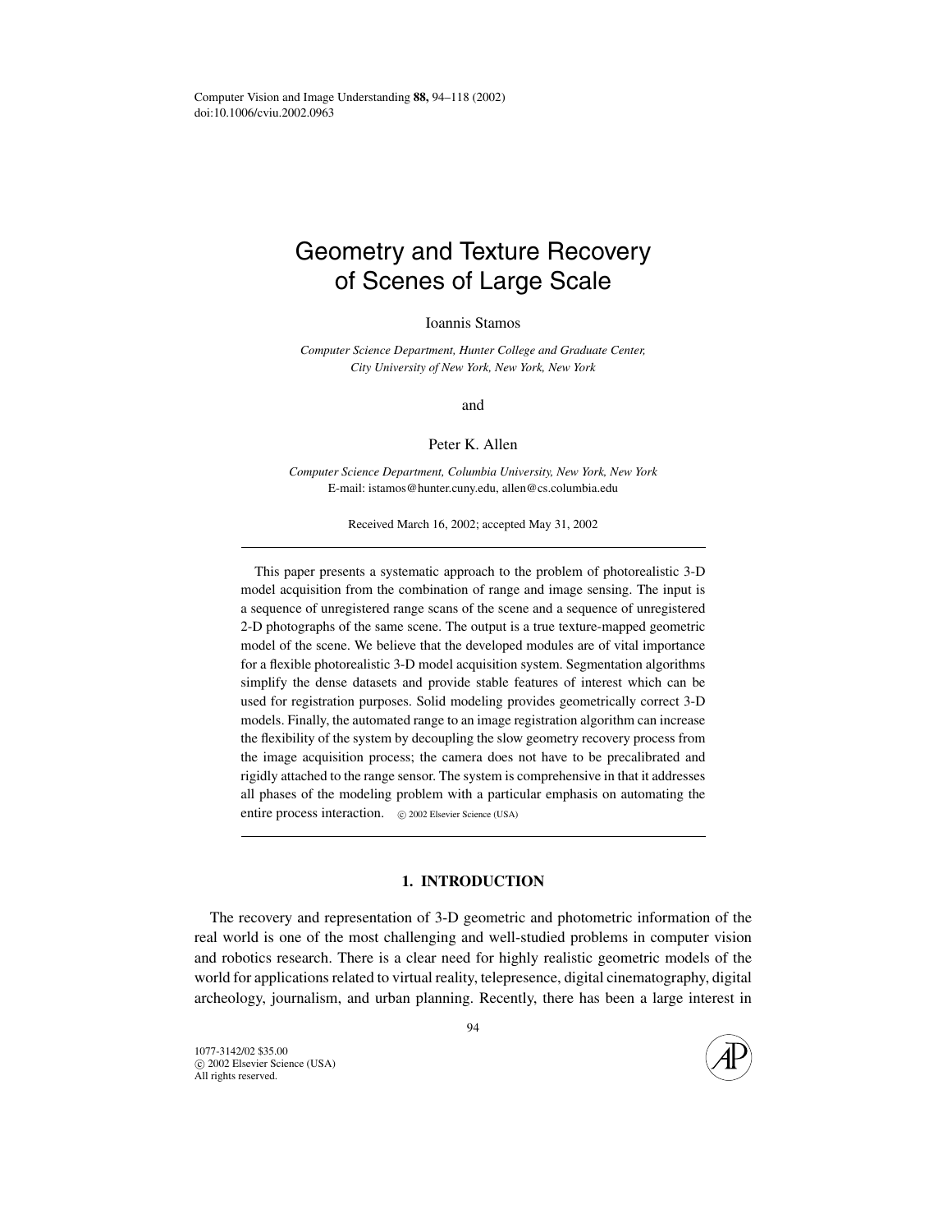# Geometry and Texture Recovery of Scenes of Large Scale

Ioannis Stamos

*Computer Science Department, Hunter College and Graduate Center, City University of New York, New York, New York*

and

Peter K. Allen

*Computer Science Department, Columbia University, New York, New York*
E-mail: istamos@hunter.cuny.edu, allen@cs.columbia.edu

Received March 16, 2002; accepted May 31, 2002

This paper presents a systematic approach to the problem of photorealistic 3-D model acquisition from the combination of range and image sensing. The input is a sequence of unregistered range scans of the scene and a sequence of unregistered 2-D photographs of the same scene. The output is a true texture-mapped geometric model of the scene. We believe that the developed modules are of vital importance for a flexible photorealistic 3-D model acquisition system. Segmentation algorithms simplify the dense datasets and provide stable features of interest which can be used for registration purposes. Solid modeling provides geometrically correct 3-D models. Finally, the automated range to an image registration algorithm can increase the flexibility of the system by decoupling the slow geometry recovery process from the image acquisition process; the camera does not have to be precalibrated and rigidly attached to the range sensor. The system is comprehensive in that it addresses all phases of the modeling problem with a particular emphasis on automating the entire process interaction. © 2002 Elsevier Science (USA)

## 1. INTRODUCTION

The recovery and representation of 3-D geometric and photometric information of the real world is one of the most challenging and well-studied problems in computer vision and robotics research. There is a clear need for highly realistic geometric models of the world for applications related to virtual reality, telepresence, digital cinematography, digital archeology, journalism, and urban planning. Recently, there has been a large interest in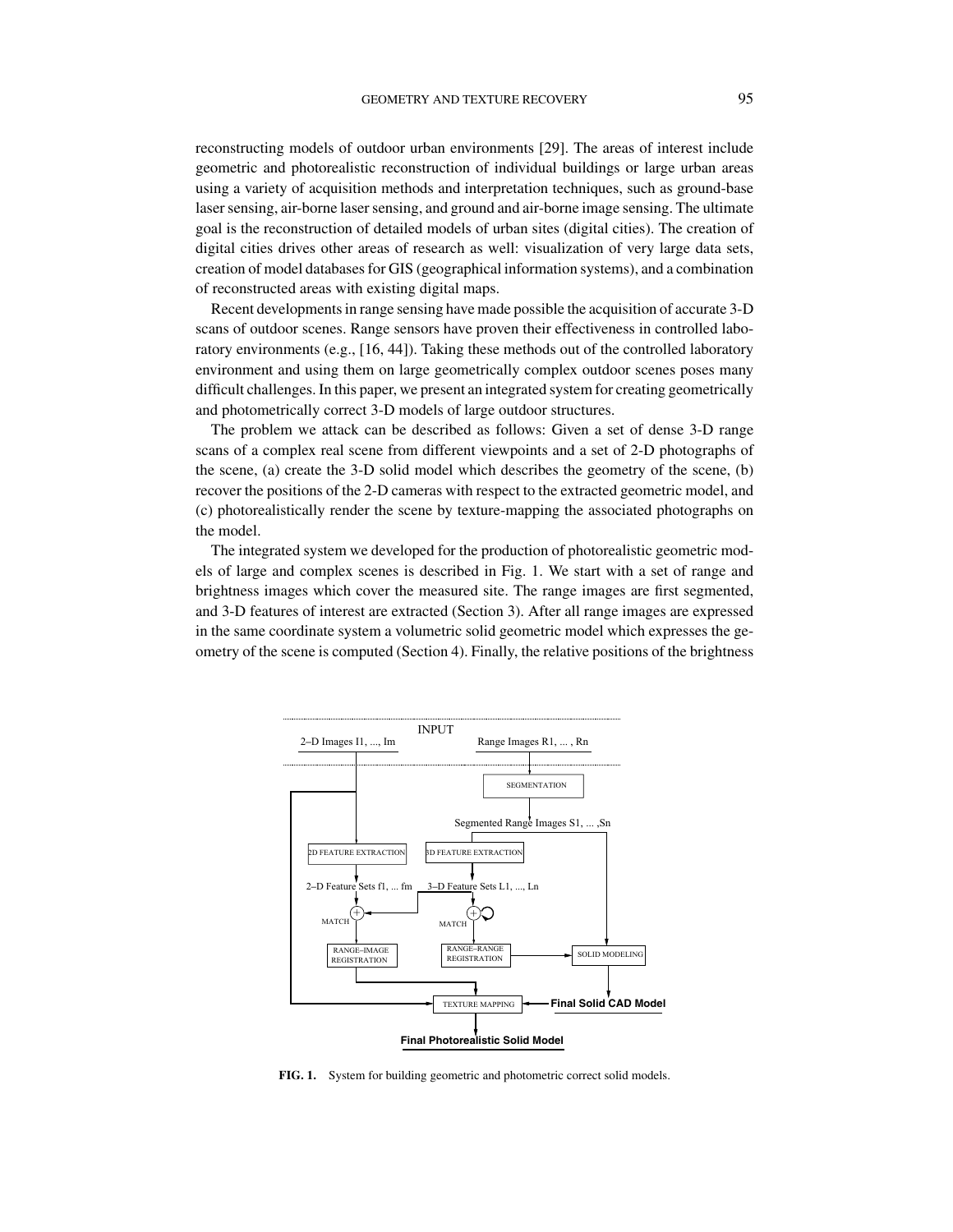reconstructing models of outdoor urban environments [29]. The areas of interest include geometric and photorealistic reconstruction of individual buildings or large urban areas using a variety of acquisition methods and interpretation techniques, such as ground-base laser sensing, air-borne laser sensing, and ground and air-borne image sensing. The ultimate goal is the reconstruction of detailed models of urban sites (digital cities). The creation of digital cities drives other areas of research as well: visualization of very large data sets, creation of model databases for GIS (geographical information systems), and a combination of reconstructed areas with existing digital maps.

Recent developments in range sensing have made possible the acquisition of accurate 3-D scans of outdoor scenes. Range sensors have proven their effectiveness in controlled laboratory environments (e.g., [16, 44]). Taking these methods out of the controlled laboratory environment and using them on large geometrically complex outdoor scenes poses many difficult challenges. In this paper, we present an integrated system for creating geometrically and photometrically correct 3-D models of large outdoor structures.

The problem we attack can be described as follows: Given a set of dense 3-D range scans of a complex real scene from different viewpoints and a set of 2-D photographs of the scene, (a) create the 3-D solid model which describes the geometry of the scene, (b) recover the positions of the 2-D cameras with respect to the extracted geometric model, and (c) photorealistically render the scene by texture-mapping the associated photographs on the model.

The integrated system we developed for the production of photorealistic geometric models of large and complex scenes is described in Fig. 1. We start with a set of range and brightness images which cover the measured site. The range images are first segmented, and 3-D features of interest are extracted (Section 3). After all range images are expressed in the same coordinate system a volumetric solid geometric model which expresses the geometry of the scene is computed (Section 4). Finally, the relative positions of the brightness

**FIG. 1.** System for building geometric and photometric correct solid models.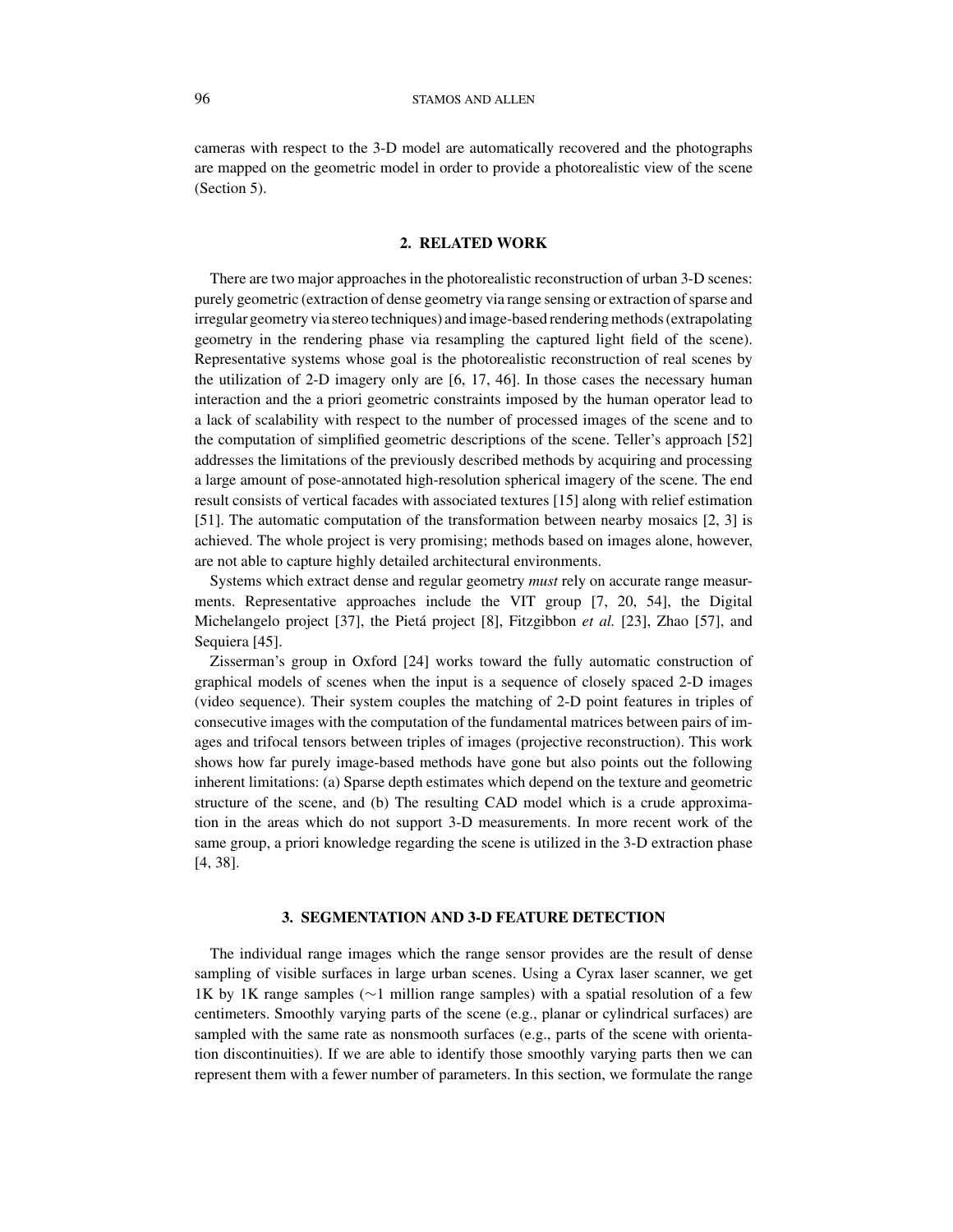cameras with respect to the 3-D model are automatically recovered and the photographs are mapped on the geometric model in order to provide a photorealistic view of the scene (Section 5).

## 2. RELATED WORK

There are two major approaches in the photorealistic reconstruction of urban 3-D scenes: purely geometric (extraction of dense geometry via range sensing or extraction of sparse and irregular geometry via stereo techniques) and image-based rendering methods (extrapolating geometry in the rendering phase via resampling the captured light field of the scene). Representative systems whose goal is the photorealistic reconstruction of real scenes by the utilization of 2-D imagery only are [6, 17, 46]. In those cases the necessary human interaction and the a priori geometric constraints imposed by the human operator lead to a lack of scalability with respect to the number of processed images of the scene and to the computation of simplified geometric descriptions of the scene. Teller's approach [52] addresses the limitations of the previously described methods by acquiring and processing a large amount of pose-annotated high-resolution spherical imagery of the scene. The end result consists of vertical facades with associated textures [15] along with relief estimation [51]. The automatic computation of the transformation between nearby mosaics [2, 3] is achieved. The whole project is very promising; methods based on images alone, however, are not able to capture highly detailed architectural environments.

Systems which extract dense and regular geometry *must* rely on accurate range measurments. Representative approaches include the VIT group [7, 20, 54], the Digital Michelangelo project [37], the Pietá project [8], Fitzgibbon *et al.* [23], Zhao [57], and Sequiera [45].

Zisserman's group in Oxford [24] works toward the fully automatic construction of graphical models of scenes when the input is a sequence of closely spaced 2-D images (video sequence). Their system couples the matching of 2-D point features in triples of consecutive images with the computation of the fundamental matrices between pairs of images and trifocal tensors between triples of images (projective reconstruction). This work shows how far purely image-based methods have gone but also points out the following inherent limitations: (a) Sparse depth estimates which depend on the texture and geometric structure of the scene, and (b) The resulting CAD model which is a crude approximation in the areas which do not support 3-D measurements. In more recent work of the same group, a priori knowledge regarding the scene is utilized in the 3-D extraction phase [4, 38].

## 3. SEGMENTATION AND 3-D FEATURE DETECTION

The individual range images which the range sensor provides are the result of dense sampling of visible surfaces in large urban scenes. Using a Cyrax laser scanner, we get 1K by 1K range samples ($\sim$1 million range samples) with a spatial resolution of a few centimeters. Smoothly varying parts of the scene (e.g., planar or cylindrical surfaces) are sampled with the same rate as nonsmooth surfaces (e.g., parts of the scene with orientation discontinuities). If we are able to identify those smoothly varying parts then we can represent them with a fewer number of parameters. In this section, we formulate the range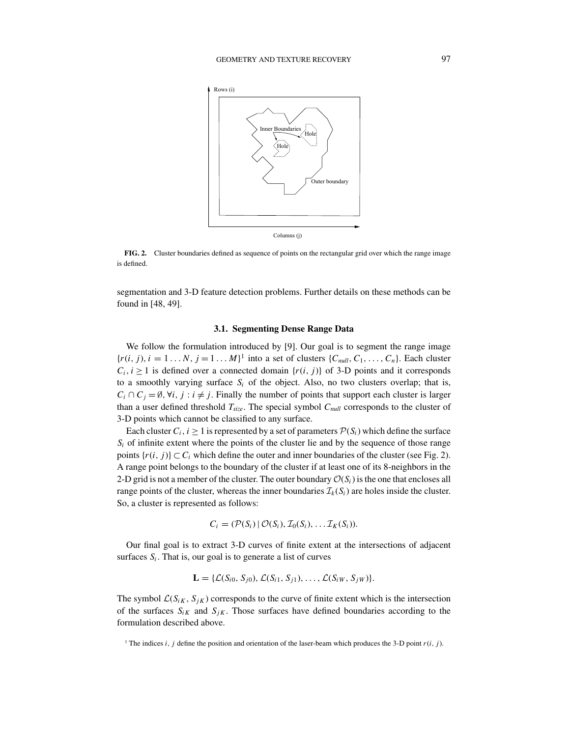FIG. 2. Cluster boundaries defined as sequence of points on the rectangular grid over which the range image is defined.

segmentation and 3-D feature detection problems. Further details on these methods can be found in [48, 49].

### 3.1. Segmenting Dense Range Data

We follow the formulation introduced by [9]. Our goal is to segment the range image $\{r(i, j), i = 1 \ldots N, j = 1 \ldots M\}$[1] into a set of clusters $\{C_{null}, C_1, \ldots, C_n\}$. Each cluster $C_i, i \geq 1$ is defined over a connected domain $\{r(i, j)\}$ of 3-D points and it corresponds to a smoothly varying surface $S_i$ of the object. Also, no two clusters overlap; that is, $C_i \cap C_j = \emptyset, \forall i, j : i \neq j$. Finally the number of points that support each cluster is larger than a user defined threshold $T_{size}$. The special symbol $C_{null}$ corresponds to the cluster of 3-D points which cannot be classified to any surface.

Each cluster $C_i, i \geq 1$ is represented by a set of parameters $\mathcal{P}(S_i)$ which define the surface $S_i$ of infinite extent where the points of the cluster lie and by the sequence of those range points $\{r(i, j)\} \subset C_i$ which define the outer and inner boundaries of the cluster (see Fig. 2). A range point belongs to the boundary of the cluster if at least one of its 8-neighbors in the 2-D grid is not a member of the cluster. The outer boundary $\mathcal{O}(S_i)$ is the one that encloses all range points of the cluster, whereas the inner boundaries $\mathcal{I}_k(S_i)$ are holes inside the cluster. So, a cluster is represented as follows:

$$C_i = (\mathcal{P}(S_i) \mid \mathcal{O}(S_i), \mathcal{I}_0(S_i), \ldots \mathcal{I}_K(S_i)).$$

Our final goal is to extract 3-D curves of finite extent at the intersections of adjacent surfaces $S_i$. That is, our goal is to generate a list of curves

$$\mathbf{L} = \{\mathcal{L}(S_{i0}, S_{j0}), \mathcal{L}(S_{i1}, S_{j1}), \ldots, \mathcal{L}(S_{iW}, S_{jW})\}.$$

The symbol $\mathcal{L}(S_{iK}, S_{jK})$ corresponds to the curve of finite extent which is the intersection of the surfaces $S_{iK}$ and $S_{jK}$. Those surfaces have defined boundaries according to the formulation described above.

[1] The indices $i$, $j$ define the position and orientation of the laser-beam which produces the 3-D point $r(i, j)$.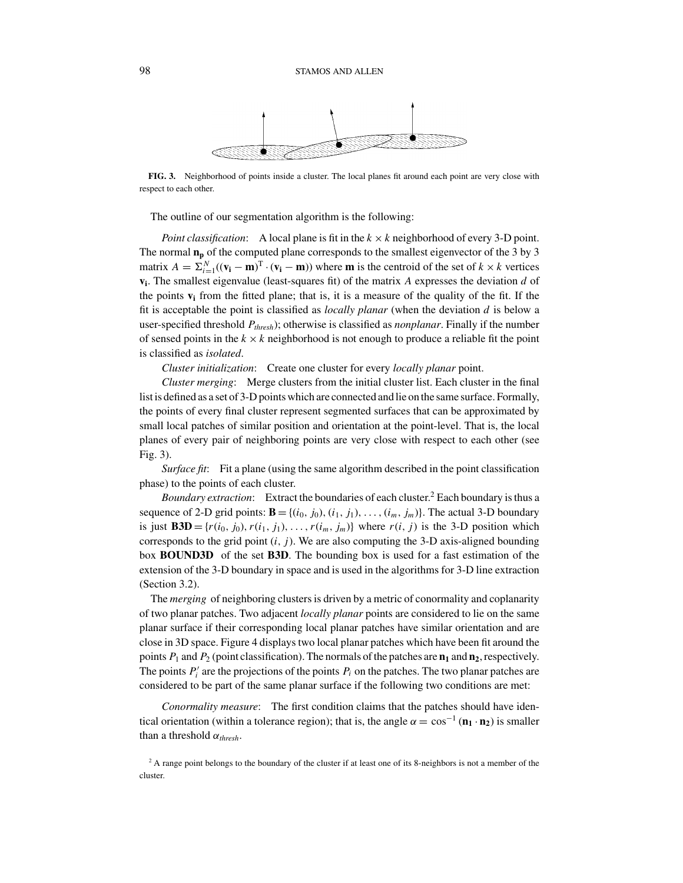**FIG. 3.** Neighborhood of points inside a cluster. The local planes fit around each point are very close with respect to each other.

The outline of our segmentation algorithm is the following:

*Point classification*: A local plane is fit in the $k \times k$ neighborhood of every 3-D point. The normal $\mathbf{n_p}$ of the computed plane corresponds to the smallest eigenvector of the 3 by 3 matrix $A = \Sigma_{i=1}^{N}((\mathbf{v_i} - \mathbf{m})^{\mathrm{T}} \cdot (\mathbf{v_i} - \mathbf{m}))$ where $\mathbf{m}$ is the centroid of the set of $k \times k$ vertices $\mathbf{v_i}$. The smallest eigenvalue (least-squares fit) of the matrix $A$ expresses the deviation $d$ of the points $\mathbf{v_i}$ from the fitted plane; that is, it is a measure of the quality of the fit. If the fit is acceptable the point is classified as *locally planar* (when the deviation $d$ is below a user-specified threshold $P_{thresh}$); otherwise is classified as *nonplanar*. Finally if the number of sensed points in the $k \times k$ neighborhood is not enough to produce a reliable fit the point is classified as *isolated*.

*Cluster initialization*: Create one cluster for every *locally planar* point.

*Cluster merging*: Merge clusters from the initial cluster list. Each cluster in the final list is defined as a set of 3-D points which are connected and lie on the same surface. Formally, the points of every final cluster represent segmented surfaces that can be approximated by small local patches of similar position and orientation at the point-level. That is, the local planes of every pair of neighboring points are very close with respect to each other (see Fig. 3).

*Surface fit*: Fit a plane (using the same algorithm described in the point classification phase) to the points of each cluster.

*Boundary extraction*: Extract the boundaries of each cluster.[2] Each boundary is thus a sequence of 2-D grid points: $\mathbf{B} = \{(i_0, j_0), (i_1, j_1), \ldots, (i_m, j_m)\}$. The actual 3-D boundary is just $\mathbf{B3D} = \{r(i_0, j_0), r(i_1, j_1), \ldots, r(i_m, j_m)\}$ where $r(i, j)$ is the 3-D position which corresponds to the grid point $(i, j)$. We are also computing the 3-D axis-aligned bounding box **BOUND3D** of the set **B3D**. The bounding box is used for a fast estimation of the extension of the 3-D boundary in space and is used in the algorithms for 3-D line extraction (Section 3.2).

The *merging* of neighboring clusters is driven by a metric of conormality and coplanarity of two planar patches. Two adjacent *locally planar* points are considered to lie on the same planar surface if their corresponding local planar patches have similar orientation and are close in 3D space. Figure 4 displays two local planar patches which have been fit around the points $P_1$ and $P_2$ (point classification). The normals of the patches are $\mathbf{n_1}$ and $\mathbf{n_2}$, respectively. The points $P_i'$ are the projections of the points $P_i$ on the patches. The two planar patches are considered to be part of the same planar surface if the following two conditions are met:

*Conormality measure*: The first condition claims that the patches should have identical orientation (within a tolerance region); that is, the angle $\alpha = \cos^{-1}(\mathbf{n_1} \cdot \mathbf{n_2})$ is smaller than a threshold $\alpha_{thresh}$.

[2] A range point belongs to the boundary of the cluster if at least one of its 8-neighbors is not a member of the cluster.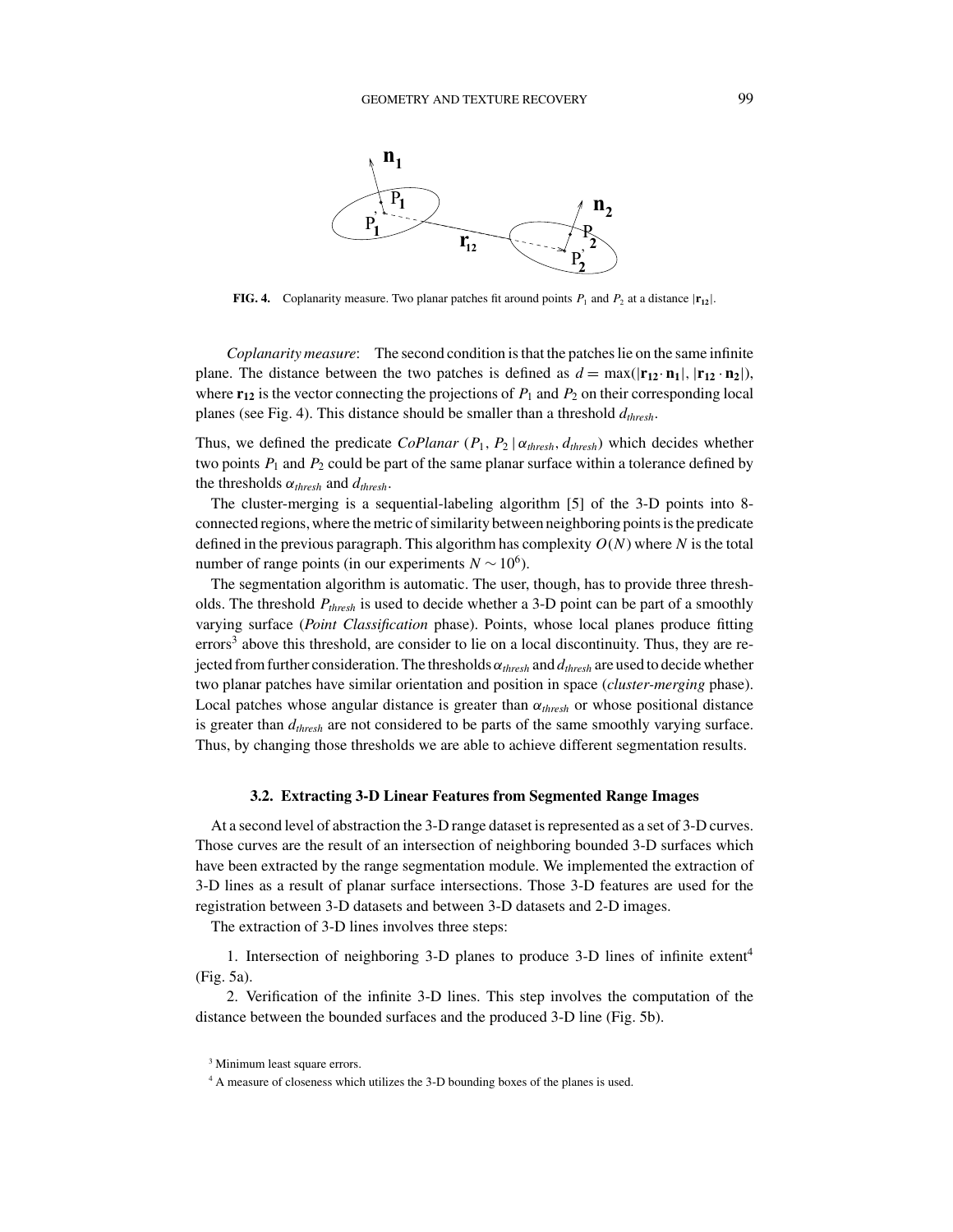**FIG. 4.** Coplanarity measure. Two planar patches fit around points $P_1$ and $P_2$ at a distance $|\mathbf{r_{12}}|$.

*Coplanarity measure*: The second condition is that the patches lie on the same infinite plane. The distance between the two patches is defined as $d = \max(|\mathbf{r_{12}} \cdot \mathbf{n_1}|, |\mathbf{r_{12}} \cdot \mathbf{n_2}|)$, where $\mathbf{r_{12}}$ is the vector connecting the projections of $P_1$ and $P_2$ on their corresponding local planes (see Fig. 4). This distance should be smaller than a threshold $d_{thresh}$.

Thus, we defined the predicate *CoPlanar* $(P_1, P_2 \mid \alpha_{thresh}, d_{thresh})$ which decides whether two points $P_1$ and $P_2$ could be part of the same planar surface within a tolerance defined by the thresholds $\alpha_{thresh}$ and $d_{thresh}$.

The cluster-merging is a sequential-labeling algorithm [5] of the 3-D points into 8-connected regions, where the metric of similarity between neighboring points is the predicate defined in the previous paragraph. This algorithm has complexity $O(N)$ where $N$ is the total number of range points (in our experiments $N \sim 10^6$).

The segmentation algorithm is automatic. The user, though, has to provide three thresholds. The threshold $P_{thresh}$ is used to decide whether a 3-D point can be part of a smoothly varying surface (*Point Classification* phase). Points, whose local planes produce fitting errors[3] above this threshold, are consider to lie on a local discontinuity. Thus, they are rejected from further consideration. The thresholds $\alpha_{thresh}$ and $d_{thresh}$ are used to decide whether two planar patches have similar orientation and position in space (*cluster-merging* phase). Local patches whose angular distance is greater than $\alpha_{thresh}$ or whose positional distance is greater than $d_{thresh}$ are not considered to be parts of the same smoothly varying surface. Thus, by changing those thresholds we are able to achieve different segmentation results.

### 3.2. Extracting 3-D Linear Features from Segmented Range Images

At a second level of abstraction the 3-D range dataset is represented as a set of 3-D curves. Those curves are the result of an intersection of neighboring bounded 3-D surfaces which have been extracted by the range segmentation module. We implemented the extraction of 3-D lines as a result of planar surface intersections. Those 3-D features are used for the registration between 3-D datasets and between 3-D datasets and 2-D images.

The extraction of 3-D lines involves three steps:

1. Intersection of neighboring 3-D planes to produce 3-D lines of infinite extent[4] (Fig. 5a).

2. Verification of the infinite 3-D lines. This step involves the computation of the distance between the bounded surfaces and the produced 3-D line (Fig. 5b).

[3] Minimum least square errors.

[4] A measure of closeness which utilizes the 3-D bounding boxes of the planes is used.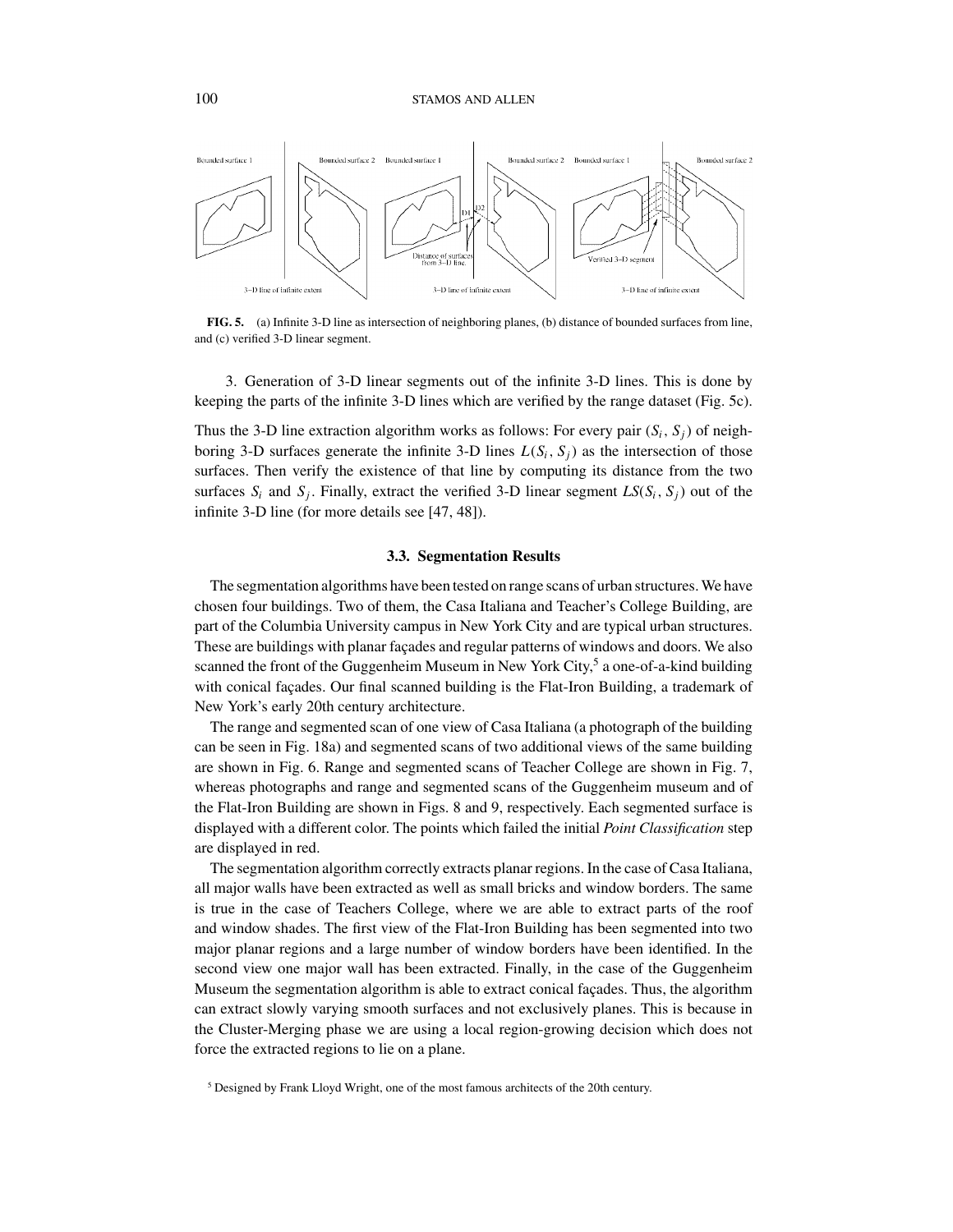**FIG. 5.** (a) Infinite 3-D line as intersection of neighboring planes, (b) distance of bounded surfaces from line, and (c) verified 3-D linear segment.

3. Generation of 3-D linear segments out of the infinite 3-D lines. This is done by keeping the parts of the infinite 3-D lines which are verified by the range dataset (Fig. 5c).

Thus the 3-D line extraction algorithm works as follows: For every pair $(S_i, S_j)$ of neighboring 3-D surfaces generate the infinite 3-D lines $L(S_i, S_j)$ as the intersection of those surfaces. Then verify the existence of that line by computing its distance from the two surfaces $S_i$ and $S_j$. Finally, extract the verified 3-D linear segment $LS(S_i, S_j)$ out of the infinite 3-D line (for more details see [47, 48]).

### 3.3. Segmentation Results

The segmentation algorithms have been tested on range scans of urban structures. We have chosen four buildings. Two of them, the Casa Italiana and Teacher's College Building, are part of the Columbia University campus in New York City and are typical urban structures. These are buildings with planar façades and regular patterns of windows and doors. We also scanned the front of the Guggenheim Museum in New York City,[5] a one-of-a-kind building with conical façades. Our final scanned building is the Flat-Iron Building, a trademark of New York's early 20th century architecture.

The range and segmented scan of one view of Casa Italiana (a photograph of the building can be seen in Fig. 18a) and segmented scans of two additional views of the same building are shown in Fig. 6. Range and segmented scans of Teacher College are shown in Fig. 7, whereas photographs and range and segmented scans of the Guggenheim museum and of the Flat-Iron Building are shown in Figs. 8 and 9, respectively. Each segmented surface is displayed with a different color. The points which failed the initial *Point Classification* step are displayed in red.

The segmentation algorithm correctly extracts planar regions. In the case of Casa Italiana, all major walls have been extracted as well as small bricks and window borders. The same is true in the case of Teachers College, where we are able to extract parts of the roof and window shades. The first view of the Flat-Iron Building has been segmented into two major planar regions and a large number of window borders have been identified. In the second view one major wall has been extracted. Finally, in the case of the Guggenheim Museum the segmentation algorithm is able to extract conical façades. Thus, the algorithm can extract slowly varying smooth surfaces and not exclusively planes. This is because in the Cluster-Merging phase we are using a local region-growing decision which does not force the extracted regions to lie on a plane.

[5] Designed by Frank Lloyd Wright, one of the most famous architects of the 20th century.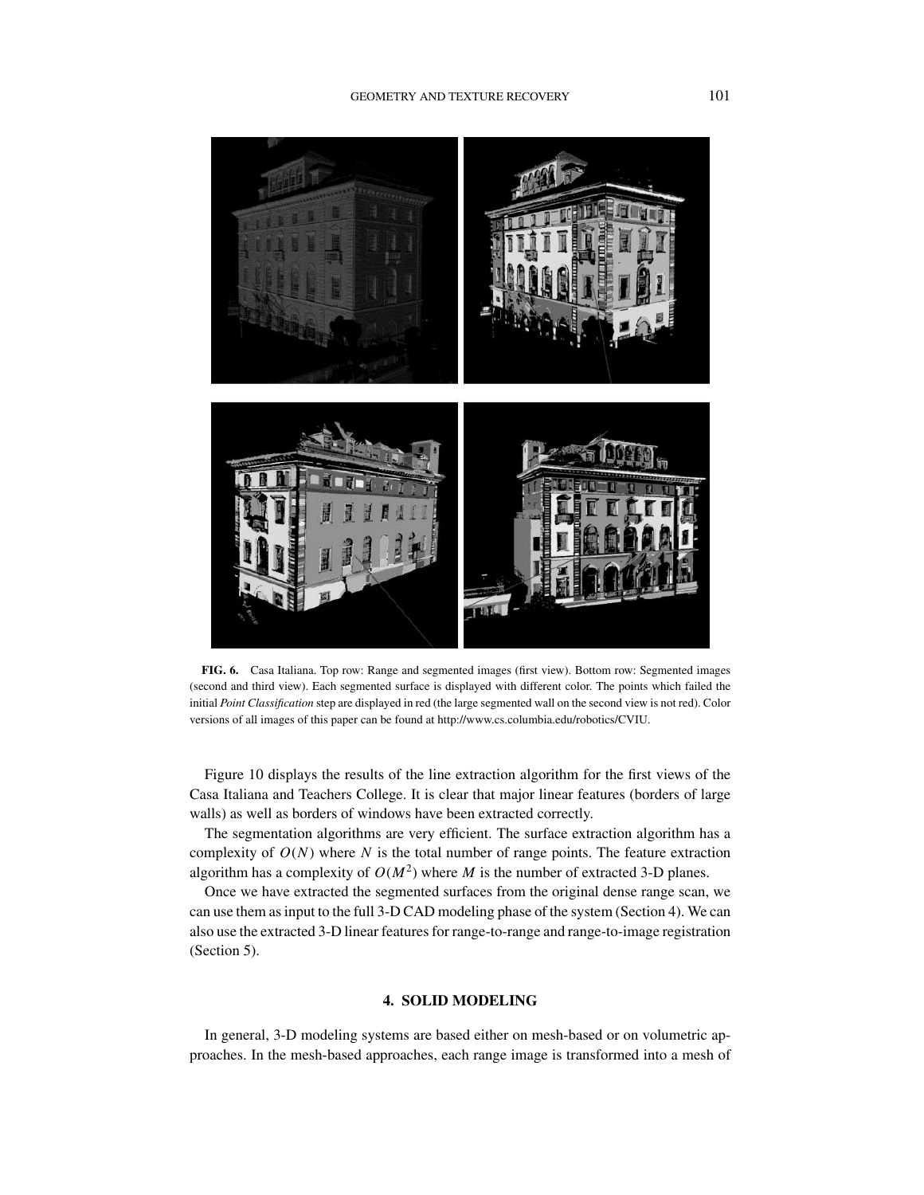**FIG. 6.** Casa Italiana. Top row: Range and segmented images (first view). Bottom row: Segmented images (second and third view). Each segmented surface is displayed with different color. The points which failed the initial *Point Classification* step are displayed in red (the large segmented wall on the second view is not red). Color versions of all images of this paper can be found at http://www.cs.columbia.edu/robotics/CVIU.

Figure 10 displays the results of the line extraction algorithm for the first views of the Casa Italiana and Teachers College. It is clear that major linear features (borders of large walls) as well as borders of windows have been extracted correctly.

The segmentation algorithms are very efficient. The surface extraction algorithm has a complexity of $O(N)$ where $N$ is the total number of range points. The feature extraction algorithm has a complexity of $O(M^2)$ where $M$ is the number of extracted 3-D planes.

Once we have extracted the segmented surfaces from the original dense range scan, we can use them as input to the full 3-D CAD modeling phase of the system (Section 4). We can also use the extracted 3-D linear features for range-to-range and range-to-image registration (Section 5).

## 4. SOLID MODELING

In general, 3-D modeling systems are based either on mesh-based or on volumetric approaches. In the mesh-based approaches, each range image is transformed into a mesh of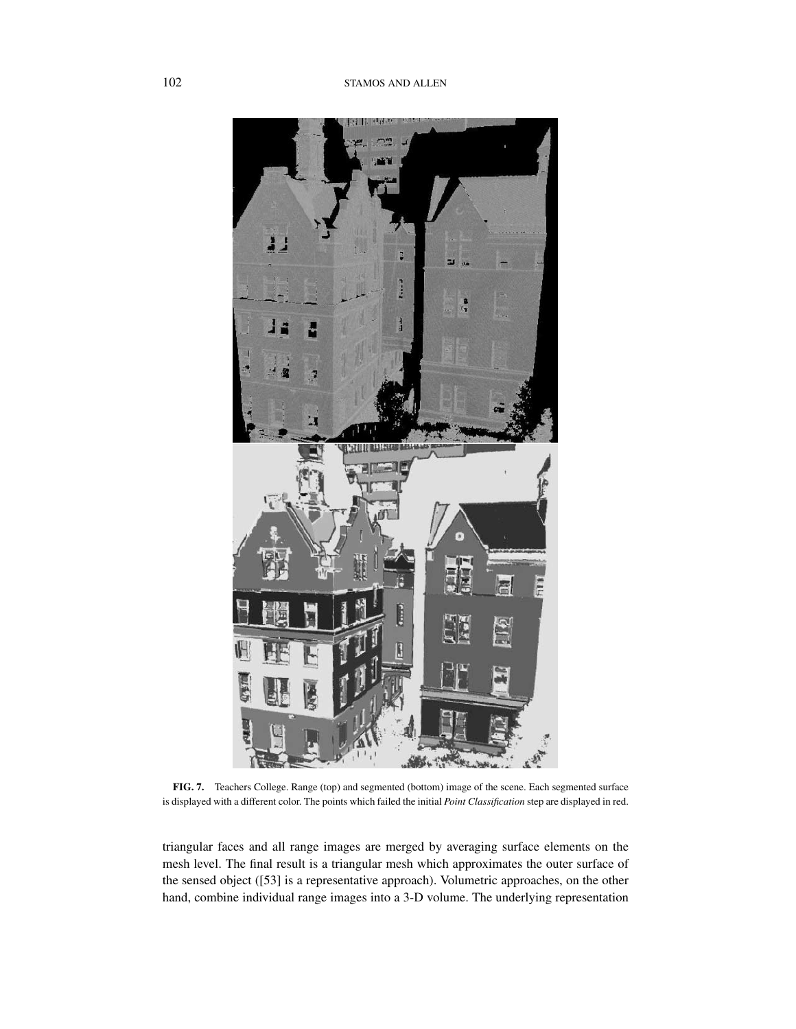**FIG. 7.** Teachers College. Range (top) and segmented (bottom) image of the scene. Each segmented surface is displayed with a different color. The points which failed the initial *Point Classification* step are displayed in red.

triangular faces and all range images are merged by averaging surface elements on the mesh level. The final result is a triangular mesh which approximates the outer surface of the sensed object ([53] is a representative approach). Volumetric approaches, on the other hand, combine individual range images into a 3-D volume. The underlying representation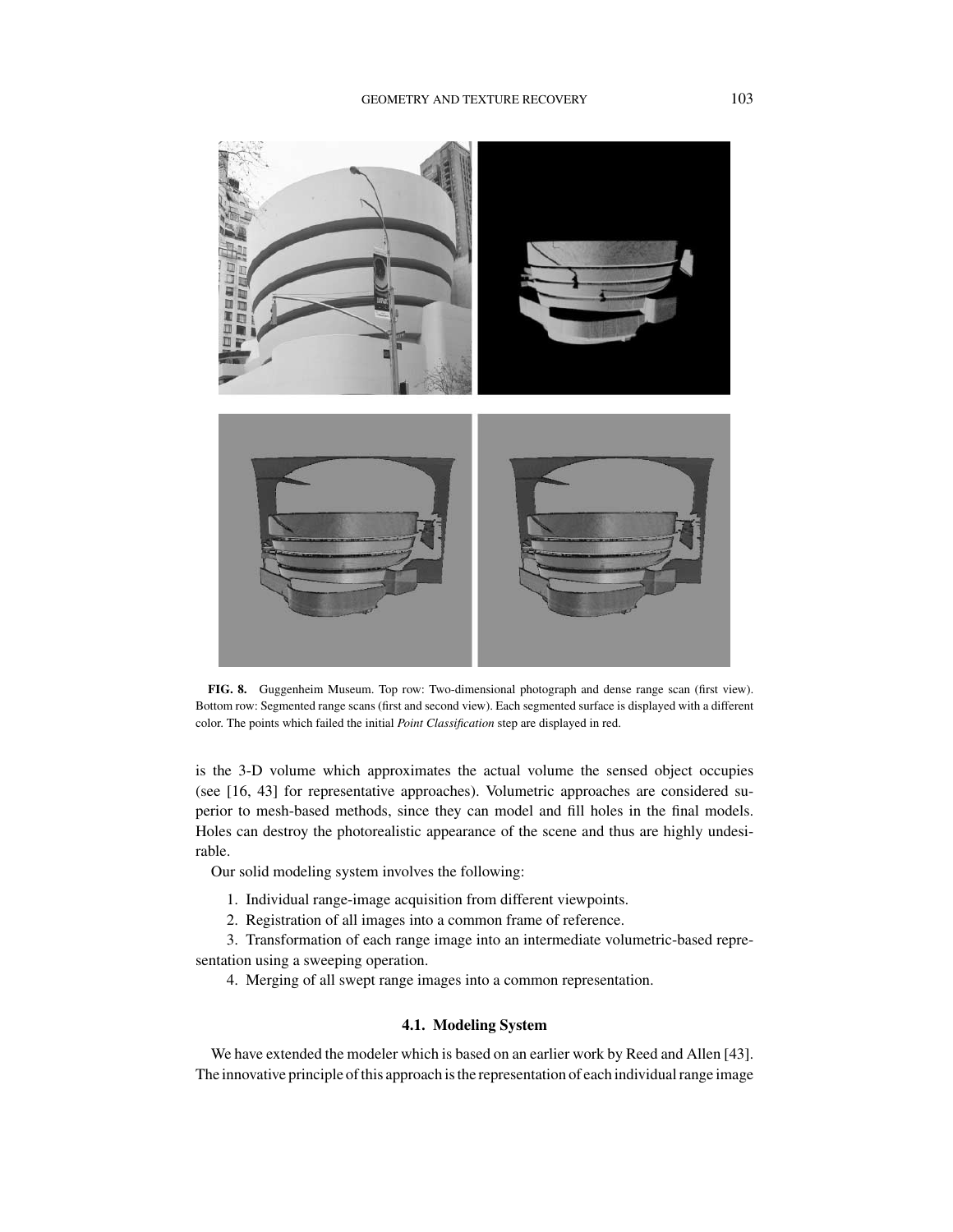**FIG. 8.** Guggenheim Museum. Top row: Two-dimensional photograph and dense range scan (first view). Bottom row: Segmented range scans (first and second view). Each segmented surface is displayed with a different color. The points which failed the initial *Point Classification* step are displayed in red.

is the 3-D volume which approximates the actual volume the sensed object occupies (see [16, 43] for representative approaches). Volumetric approaches are considered superior to mesh-based methods, since they can model and fill holes in the final models. Holes can destroy the photorealistic appearance of the scene and thus are highly undesirable.

Our solid modeling system involves the following:

1. Individual range-image acquisition from different viewpoints.
2. Registration of all images into a common frame of reference.
3. Transformation of each range image into an intermediate volumetric-based representation using a sweeping operation.
4. Merging of all swept range images into a common representation.

### 4.1. Modeling System

We have extended the modeler which is based on an earlier work by Reed and Allen [43]. The innovative principle of this approach is the representation of each individual range image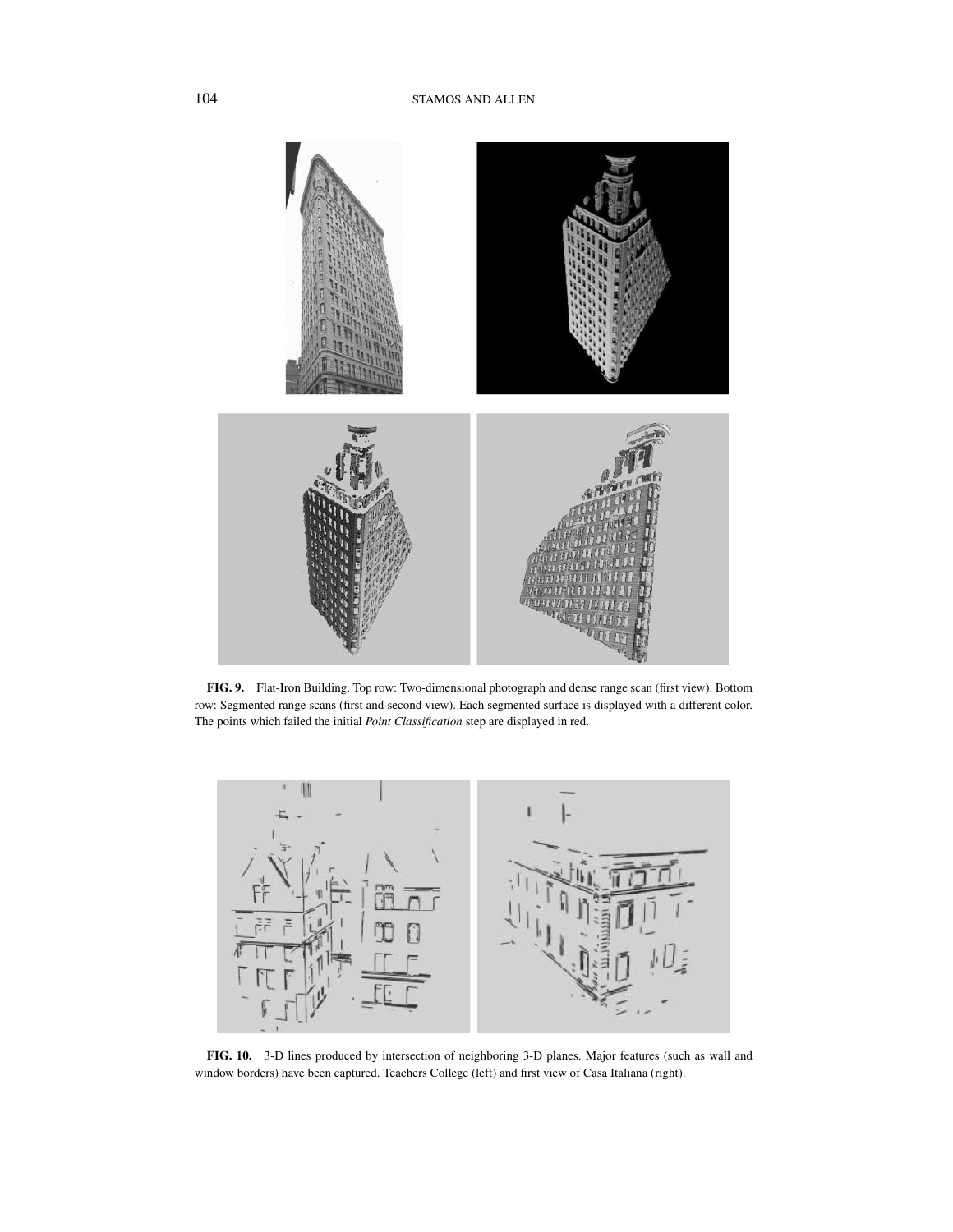**FIG. 9.** Flat-Iron Building. Top row: Two-dimensional photograph and dense range scan (first view). Bottom row: Segmented range scans (first and second view). Each segmented surface is displayed with a different color. The points which failed the initial *Point Classification* step are displayed in red.

**FIG. 10.** 3-D lines produced by intersection of neighboring 3-D planes. Major features (such as wall and window borders) have been captured. Teachers College (left) and first view of Casa Italiana (right).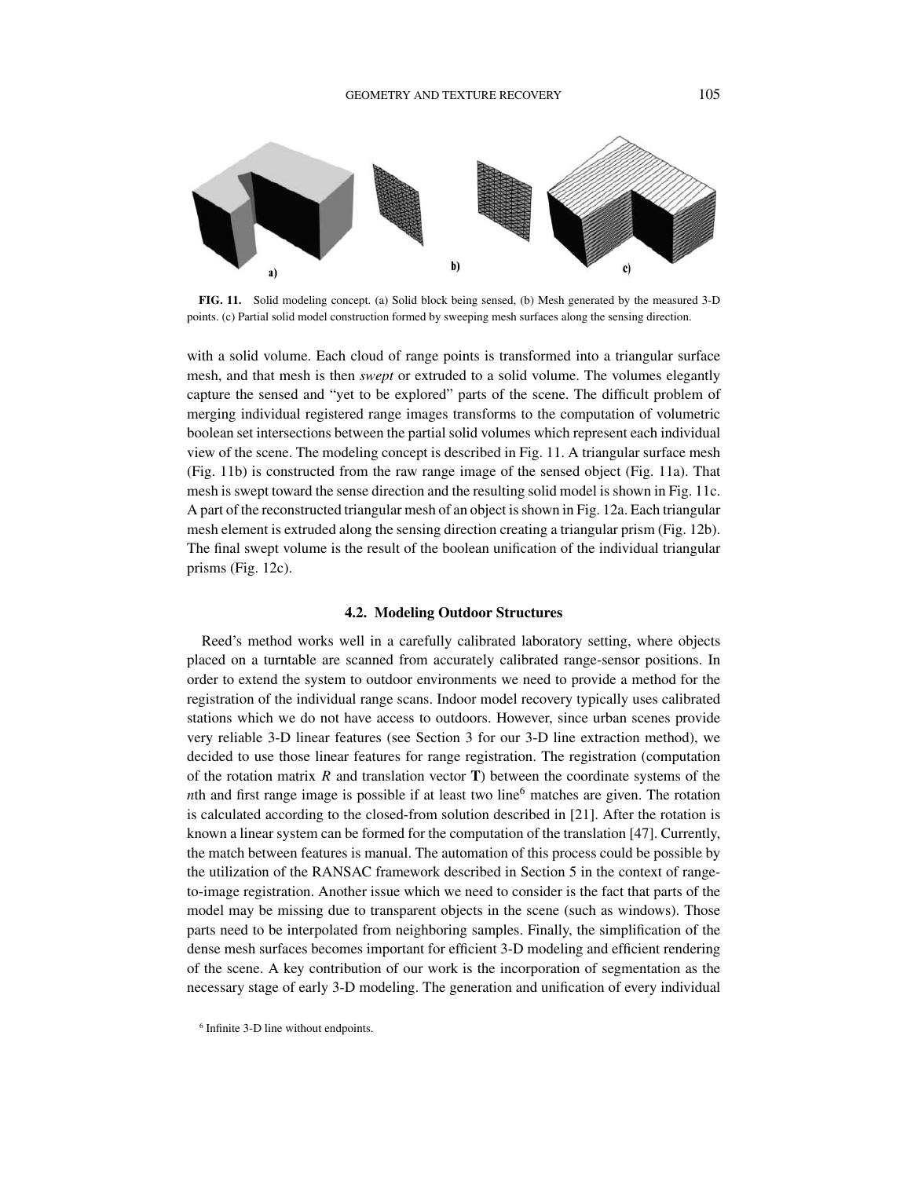FIG. 11. Solid modeling concept. (a) Solid block being sensed, (b) Mesh generated by the measured 3-D points. (c) Partial solid model construction formed by sweeping mesh surfaces along the sensing direction.

with a solid volume. Each cloud of range points is transformed into a triangular surface mesh, and that mesh is then *swept* or extruded to a solid volume. The volumes elegantly capture the sensed and "yet to be explored" parts of the scene. The difficult problem of merging individual registered range images transforms to the computation of volumetric boolean set intersections between the partial solid volumes which represent each individual view of the scene. The modeling concept is described in Fig. 11. A triangular surface mesh (Fig. 11b) is constructed from the raw range image of the sensed object (Fig. 11a). That mesh is swept toward the sense direction and the resulting solid model is shown in Fig. 11c. A part of the reconstructed triangular mesh of an object is shown in Fig. 12a. Each triangular mesh element is extruded along the sensing direction creating a triangular prism (Fig. 12b). The final swept volume is the result of the boolean unification of the individual triangular prisms (Fig. 12c).

### 4.2. Modeling Outdoor Structures

Reed's method works well in a carefully calibrated laboratory setting, where objects placed on a turntable are scanned from accurately calibrated range-sensor positions. In order to extend the system to outdoor environments we need to provide a method for the registration of the individual range scans. Indoor model recovery typically uses calibrated stations which we do not have access to outdoors. However, since urban scenes provide very reliable 3-D linear features (see Section 3 for our 3-D line extraction method), we decided to use those linear features for range registration. The registration (computation of the rotation matrix $R$ and translation vector $\mathbf{T}$) between the coordinate systems of the $n$th and first range image is possible if at least two line[6] matches are given. The rotation is calculated according to the closed-from solution described in [21]. After the rotation is known a linear system can be formed for the computation of the translation [47]. Currently, the match between features is manual. The automation of this process could be possible by the utilization of the RANSAC framework described in Section 5 in the context of range-to-image registration. Another issue which we need to consider is the fact that parts of the model may be missing due to transparent objects in the scene (such as windows). Those parts need to be interpolated from neighboring samples. Finally, the simplification of the dense mesh surfaces becomes important for efficient 3-D modeling and efficient rendering of the scene. A key contribution of our work is the incorporation of segmentation as the necessary stage of early 3-D modeling. The generation and unification of every individual

[6] Infinite 3-D line without endpoints.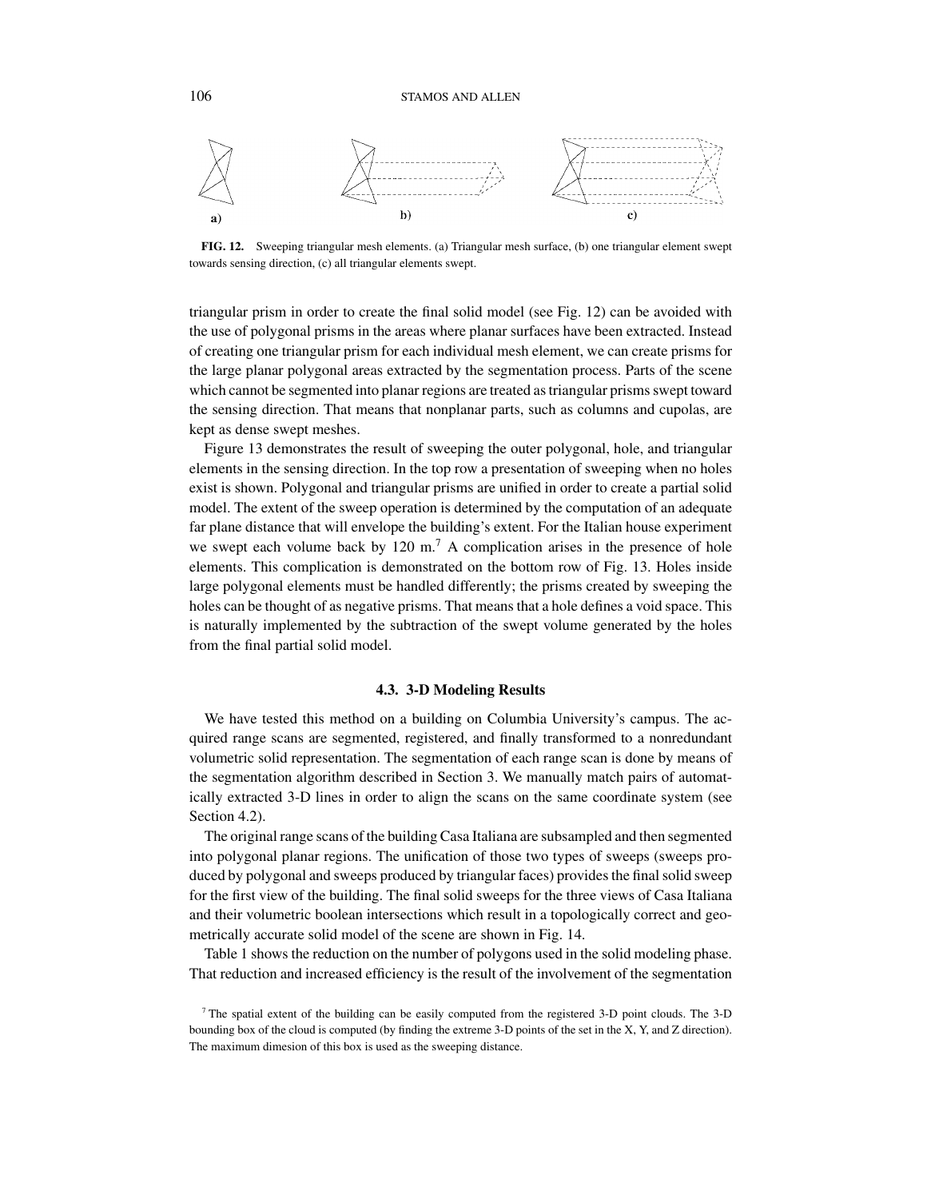a) b) c)

**FIG. 12.** Sweeping triangular mesh elements. (a) Triangular mesh surface, (b) one triangular element swept towards sensing direction, (c) all triangular elements swept.

triangular prism in order to create the final solid model (see Fig. 12) can be avoided with the use of polygonal prisms in the areas where planar surfaces have been extracted. Instead of creating one triangular prism for each individual mesh element, we can create prisms for the large planar polygonal areas extracted by the segmentation process. Parts of the scene which cannot be segmented into planar regions are treated as triangular prisms swept toward the sensing direction. That means that nonplanar parts, such as columns and cupolas, are kept as dense swept meshes.

Figure 13 demonstrates the result of sweeping the outer polygonal, hole, and triangular elements in the sensing direction. In the top row a presentation of sweeping when no holes exist is shown. Polygonal and triangular prisms are unified in order to create a partial solid model. The extent of the sweep operation is determined by the computation of an adequate far plane distance that will envelope the building's extent. For the Italian house experiment we swept each volume back by 120 m.[7] A complication arises in the presence of hole elements. This complication is demonstrated on the bottom row of Fig. 13. Holes inside large polygonal elements must be handled differently; the prisms created by sweeping the holes can be thought of as negative prisms. That means that a hole defines a void space. This is naturally implemented by the subtraction of the swept volume generated by the holes from the final partial solid model.

### 4.3. 3-D Modeling Results

We have tested this method on a building on Columbia University's campus. The acquired range scans are segmented, registered, and finally transformed to a nonredundant volumetric solid representation. The segmentation of each range scan is done by means of the segmentation algorithm described in Section 3. We manually match pairs of automatically extracted 3-D lines in order to align the scans on the same coordinate system (see Section 4.2).

The original range scans of the building Casa Italiana are subsampled and then segmented into polygonal planar regions. The unification of those two types of sweeps (sweeps produced by polygonal and sweeps produced by triangular faces) provides the final solid sweep for the first view of the building. The final solid sweeps for the three views of Casa Italiana and their volumetric boolean intersections which result in a topologically correct and geometrically accurate solid model of the scene are shown in Fig. 14.

Table 1 shows the reduction on the number of polygons used in the solid modeling phase. That reduction and increased efficiency is the result of the involvement of the segmentation

[7] The spatial extent of the building can be easily computed from the registered 3-D point clouds. The 3-D bounding box of the cloud is computed (by finding the extreme 3-D points of the set in the X, Y, and Z direction). The maximum dimesion of this box is used as the sweeping distance.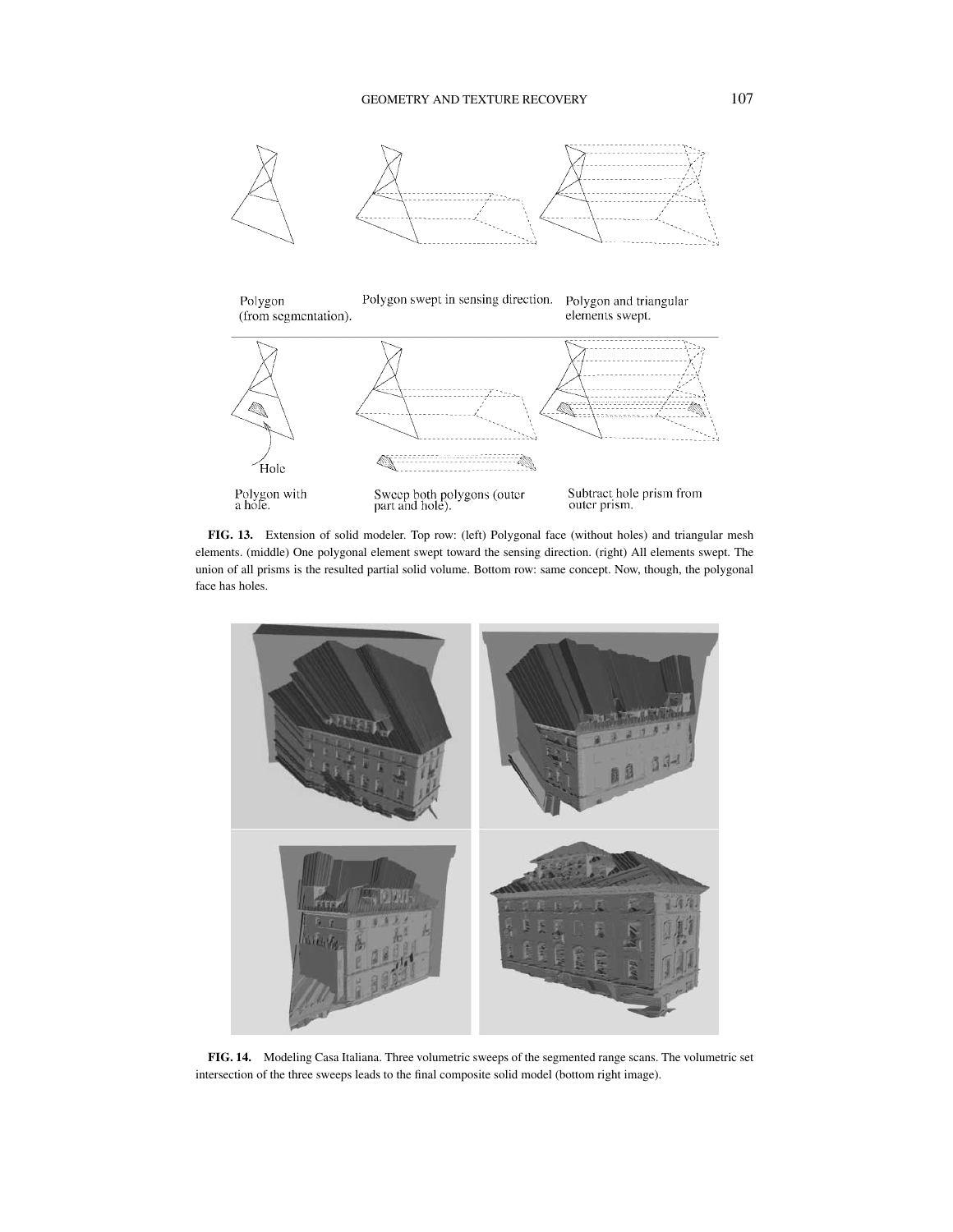Polygon (from segmentation).

Polygon swept in sensing direction.

Polygon and triangular elements swept.

Hole

Polygon with a hole.

Sweep both polygons (outer part and hole).

Subtract hole prism from outer prism.

**FIG. 13.** Extension of solid modeler. Top row: (left) Polygonal face (without holes) and triangular mesh elements. (middle) One polygonal element swept toward the sensing direction. (right) All elements swept. The union of all prisms is the resulted partial solid volume. Bottom row: same concept. Now, though, the polygonal face has holes.

**FIG. 14.** Modeling Casa Italiana. Three volumetric sweeps of the segmented range scans. The volumetric set intersection of the three sweeps leads to the final composite solid model (bottom right image).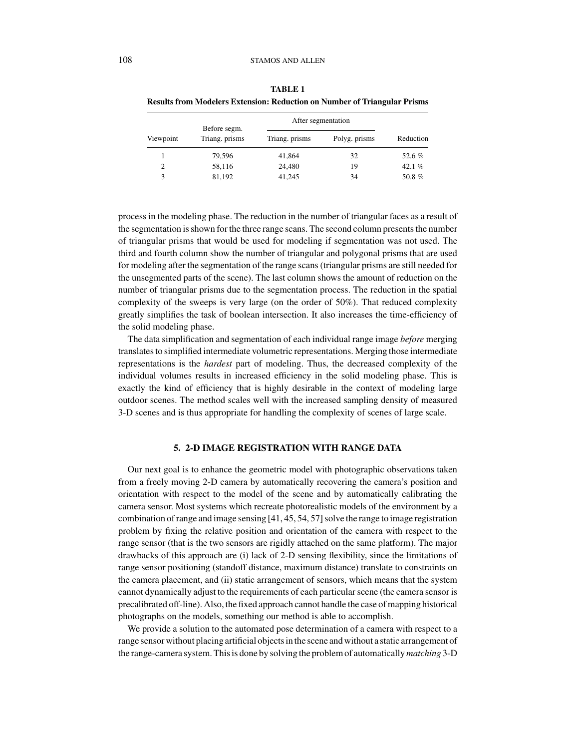**TABLE 1**
**Results from Modelers Extension: Reduction on Number of Triangular Prisms**

| Viewpoint | Before segm. Triang. prisms | After segmentation Triang. prisms | After segmentation Polyg. prisms | Reduction |
|---|---|---|---|---|
| 1 | 79,596 | 41,864 | 32 | 52.6 % |
| 2 | 58,116 | 24,480 | 19 | 42.1 % |
| 3 | 81,192 | 41,245 | 34 | 50.8 % |

process in the modeling phase. The reduction in the number of triangular faces as a result of the segmentation is shown for the three range scans. The second column presents the number of triangular prisms that would be used for modeling if segmentation was not used. The third and fourth column show the number of triangular and polygonal prisms that are used for modeling after the segmentation of the range scans (triangular prisms are still needed for the unsegmented parts of the scene). The last column shows the amount of reduction on the number of triangular prisms due to the segmentation process. The reduction in the spatial complexity of the sweeps is very large (on the order of 50%). That reduced complexity greatly simplifies the task of boolean intersection. It also increases the time-efficiency of the solid modeling phase.

The data simplification and segmentation of each individual range image *before* merging translates to simplified intermediate volumetric representations. Merging those intermediate representations is the *hardest* part of modeling. Thus, the decreased complexity of the individual volumes results in increased efficiency in the solid modeling phase. This is exactly the kind of efficiency that is highly desirable in the context of modeling large outdoor scenes. The method scales well with the increased sampling density of measured 3-D scenes and is thus appropriate for handling the complexity of scenes of large scale.

## 5. 2-D IMAGE REGISTRATION WITH RANGE DATA

Our next goal is to enhance the geometric model with photographic observations taken from a freely moving 2-D camera by automatically recovering the camera's position and orientation with respect to the model of the scene and by automatically calibrating the camera sensor. Most systems which recreate photorealistic models of the environment by a combination of range and image sensing [41, 45, 54, 57] solve the range to image registration problem by fixing the relative position and orientation of the camera with respect to the range sensor (that is the two sensors are rigidly attached on the same platform). The major drawbacks of this approach are (i) lack of 2-D sensing flexibility, since the limitations of range sensor positioning (standoff distance, maximum distance) translate to constraints on the camera placement, and (ii) static arrangement of sensors, which means that the system cannot dynamically adjust to the requirements of each particular scene (the camera sensor is precalibrated off-line). Also, the fixed approach cannot handle the case of mapping historical photographs on the models, something our method is able to accomplish.

We provide a solution to the automated pose determination of a camera with respect to a range sensor without placing artificial objects in the scene and without a static arrangement of the range-camera system. This is done by solving the problem of automatically *matching* 3-D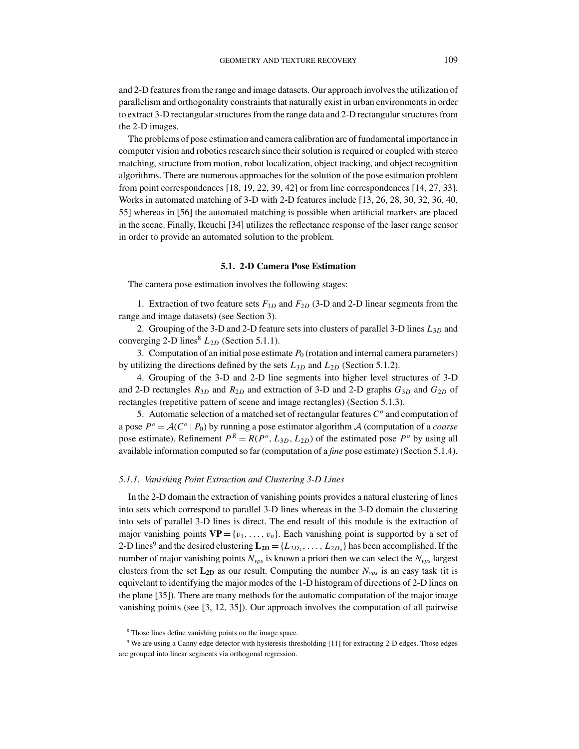and 2-D features from the range and image datasets. Our approach involves the utilization of parallelism and orthogonality constraints that naturally exist in urban environments in order to extract 3-D rectangular structures from the range data and 2-D rectangular structures from the 2-D images.

The problems of pose estimation and camera calibration are of fundamental importance in computer vision and robotics research since their solution is required or coupled with stereo matching, structure from motion, robot localization, object tracking, and object recognition algorithms. There are numerous approaches for the solution of the pose estimation problem from point correspondences [18, 19, 22, 39, 42] or from line correspondences [14, 27, 33]. Works in automated matching of 3-D with 2-D features include [13, 26, 28, 30, 32, 36, 40, 55] whereas in [56] the automated matching is possible when artificial markers are placed in the scene. Finally, Ikeuchi [34] utilizes the reflectance response of the laser range sensor in order to provide an automated solution to the problem.

### 5.1. 2-D Camera Pose Estimation

The camera pose estimation involves the following stages:

1. Extraction of two feature sets $F_{3D}$ and $F_{2D}$ (3-D and 2-D linear segments from the range and image datasets) (see Section 3).
2. Grouping of the 3-D and 2-D feature sets into clusters of parallel 3-D lines $L_{3D}$ and converging 2-D lines[8] $L_{2D}$ (Section 5.1.1).
3. Computation of an initial pose estimate $P_0$ (rotation and internal camera parameters) by utilizing the directions defined by the sets $L_{3D}$ and $L_{2D}$ (Section 5.1.2).
4. Grouping of the 3-D and 2-D line segments into higher level structures of 3-D and 2-D rectangles $R_{3D}$ and $R_{2D}$ and extraction of 3-D and 2-D graphs $G_{3D}$ and $G_{2D}$ of rectangles (repetitive pattern of scene and image rectangles) (Section 5.1.3).
5. Automatic selection of a matched set of rectangular features $C^o$ and computation of a pose $P^o = \mathcal{A}(C^o \mid P_0)$ by running a pose estimator algorithm $\mathcal{A}$ (computation of a *coarse* pose estimate). Refinement $P^R = R(P^o, L_{3D}, L_{2D})$ of the estimated pose $P^o$ by using all available information computed so far (computation of a *fine* pose estimate) (Section 5.1.4).

#### *5.1.1. Vanishing Point Extraction and Clustering 3-D Lines*

In the 2-D domain the extraction of vanishing points provides a natural clustering of lines into sets which correspond to parallel 3-D lines whereas in the 3-D domain the clustering into sets of parallel 3-D lines is direct. The end result of this module is the extraction of major vanishing points $\mathbf{VP} = \{v_1, \ldots, v_n\}$. Each vanishing point is supported by a set of 2-D lines[9] and the desired clustering $\mathbf{L_{2D}} = \{L_{2D_1}, \ldots, L_{2D_n}\}$ has been accomplished. If the number of major vanishing points $N_{vps}$ is known a priori then we can select the $N_{vps}$ largest clusters from the set $\mathbf{L_{2D}}$ as our result. Computing the number $N_{vps}$ is an easy task (it is equivelant to identifying the major modes of the 1-D histogram of directions of 2-D lines on the plane [35]). There are many methods for the automatic computation of the major image vanishing points (see [3, 12, 35]). Our approach involves the computation of all pairwise

[8] Those lines define vanishing points on the image space.

[9] We are using a Canny edge detector with hysteresis thresholding [11] for extracting 2-D edges. Those edges are grouped into linear segments via orthogonal regression.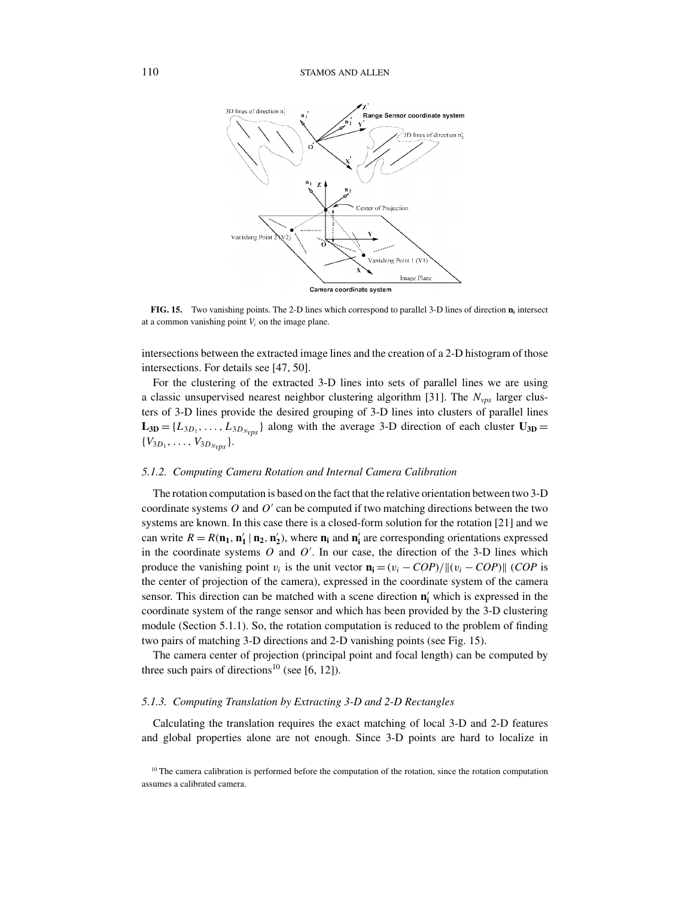**FIG. 15.** Two vanishing points. The 2-D lines which correspond to parallel 3-D lines of direction $\mathbf{n_i}$ intersect at a common vanishing point $V_i$ on the image plane.

intersections between the extracted image lines and the creation of a 2-D histogram of those intersections. For details see [47, 50].

For the clustering of the extracted 3-D lines into sets of parallel lines we are using a classic unsupervised nearest neighbor clustering algorithm [31]. The $N_{vps}$ larger clusters of 3-D lines provide the desired grouping of 3-D lines into clusters of parallel lines $\mathbf{L_{3D}} = \{L_{3D_1}, \ldots, L_{3D_{N_{vps}}}\}$ along with the average 3-D direction of each cluster $\mathbf{U_{3D}} = \{V_{3D_1}, \ldots, V_{3D_{N_{vps}}}\}$.

### 5.1.2. Computing Camera Rotation and Internal Camera Calibration

The rotation computation is based on the fact that the relative orientation between two 3-D coordinate systems $O$ and $O'$ can be computed if two matching directions between the two systems are known. In this case there is a closed-form solution for the rotation [21] and we can write $R = R(\mathbf{n_1}, \mathbf{n'_1} \mid \mathbf{n_2}, \mathbf{n'_2})$, where $\mathbf{n_i}$ and $\mathbf{n'_i}$ are corresponding orientations expressed in the coordinate systems $O$ and $O'$. In our case, the direction of the 3-D lines which produce the vanishing point $v_i$ is the unit vector $\mathbf{n_i} = (v_i - COP)/\|(v_i - COP)\|$ ($COP$ is the center of projection of the camera), expressed in the coordinate system of the camera sensor. This direction can be matched with a scene direction $\mathbf{n'_i}$ which is expressed in the coordinate system of the range sensor and which has been provided by the 3-D clustering module (Section 5.1.1). So, the rotation computation is reduced to the problem of finding two pairs of matching 3-D directions and 2-D vanishing points (see Fig. 15).

The camera center of projection (principal point and focal length) can be computed by three such pairs of directions[10] (see [6, 12]).

### 5.1.3. Computing Translation by Extracting 3-D and 2-D Rectangles

Calculating the translation requires the exact matching of local 3-D and 2-D features and global properties alone are not enough. Since 3-D points are hard to localize in

[10] The camera calibration is performed before the computation of the rotation, since the rotation computation assumes a calibrated camera.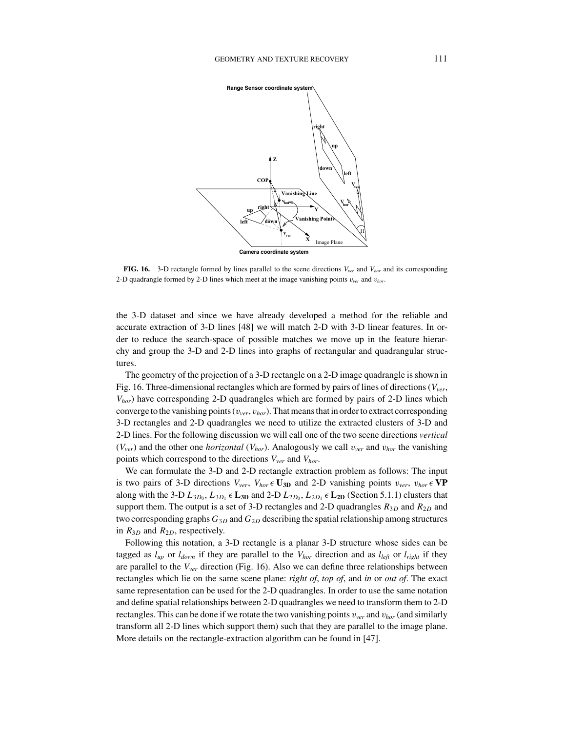**FIG. 16.** 3-D rectangle formed by lines parallel to the scene directions $V_{ver}$ and $V_{hor}$ and its corresponding 2-D quadrangle formed by 2-D lines which meet at the image vanishing points $v_{ver}$ and $v_{hor}$.

the 3-D dataset and since we have already developed a method for the reliable and accurate extraction of 3-D lines [48] we will match 2-D with 3-D linear features. In order to reduce the search-space of possible matches we move up in the feature hierarchy and group the 3-D and 2-D lines into graphs of rectangular and quadrangular structures.

The geometry of the projection of a 3-D rectangle on a 2-D image quadrangle is shown in Fig. 16. Three-dimensional rectangles which are formed by pairs of lines of directions ($V_{ver}$, $V_{hor}$) have corresponding 2-D quadrangles which are formed by pairs of 2-D lines which converge to the vanishing points ($v_{ver}$, $v_{hor}$). That means that in order to extract corresponding 3-D rectangles and 2-D quadrangles we need to utilize the extracted clusters of 3-D and 2-D lines. For the following discussion we will call one of the two scene directions *vertical* ($V_{ver}$) and the other one *horizontal* ($V_{hor}$). Analogously we call $v_{ver}$ and $v_{hor}$ the vanishing points which correspond to the directions $V_{ver}$ and $V_{hor}$.

We can formulate the 3-D and 2-D rectangle extraction problem as follows: The input is two pairs of 3-D directions $V_{ver}$, $V_{hor} \in \mathbf{U_{3D}}$ and 2-D vanishing points $v_{ver}$, $v_{hor} \in \mathbf{VP}$ along with the 3-D $L_{3D_0}$, $L_{3D_1} \in \mathbf{L_{3D}}$ and 2-D $L_{2D_0}$, $L_{2D_1} \in \mathbf{L_{2D}}$ (Section 5.1.1) clusters that support them. The output is a set of 3-D rectangles and 2-D quadrangles $R_{3D}$ and $R_{2D}$ and two corresponding graphs $G_{3D}$ and $G_{2D}$ describing the spatial relationship among structures in $R_{3D}$ and $R_{2D}$, respectively.

Following this notation, a 3-D rectangle is a planar 3-D structure whose sides can be tagged as $l_{up}$ or $l_{down}$ if they are parallel to the $V_{hor}$ direction and as $l_{left}$ or $l_{right}$ if they are parallel to the $V_{ver}$ direction (Fig. 16). Also we can define three relationships between rectangles which lie on the same scene plane: *right of*, *top of*, and *in* or *out of*. The exact same representation can be used for the 2-D quadrangles. In order to use the same notation and define spatial relationships between 2-D quadrangles we need to transform them to 2-D rectangles. This can be done if we rotate the two vanishing points $v_{ver}$ and $v_{hor}$ (and similarly transform all 2-D lines which support them) such that they are parallel to the image plane. More details on the rectangle-extraction algorithm can be found in [47].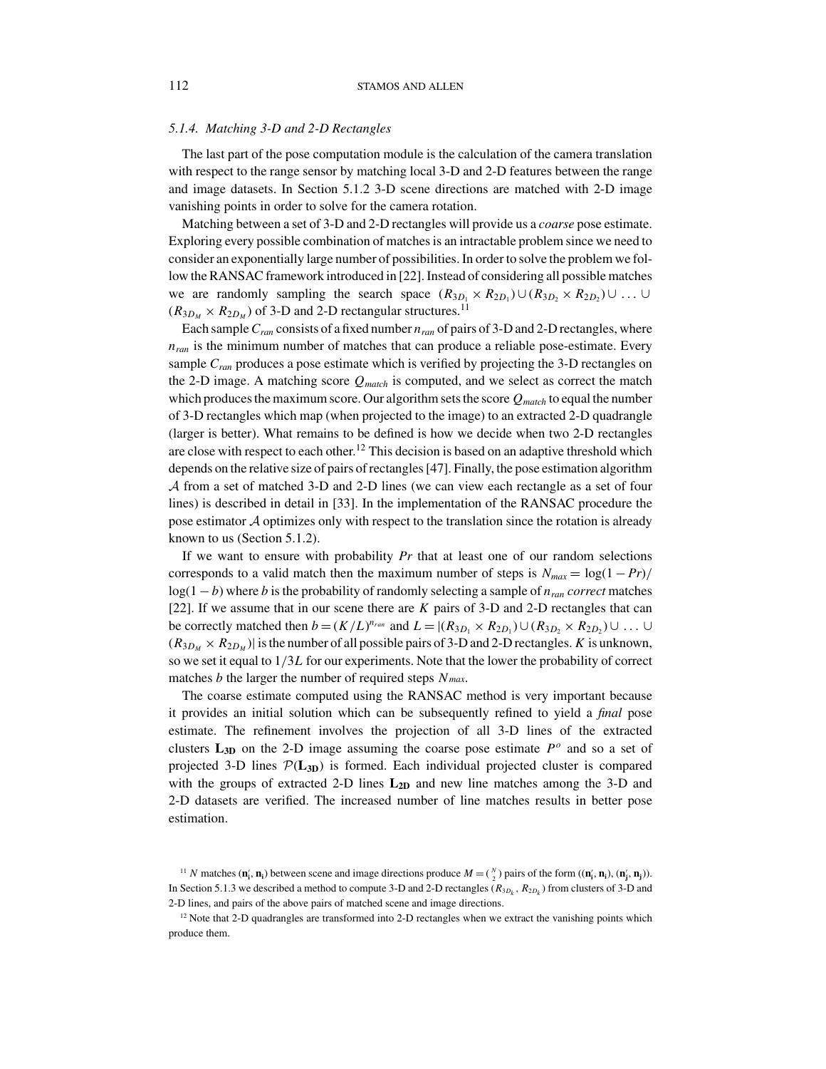### 5.1.4. Matching 3-D and 2-D Rectangles

The last part of the pose computation module is the calculation of the camera translation with respect to the range sensor by matching local 3-D and 2-D features between the range and image datasets. In Section 5.1.2 3-D scene directions are matched with 2-D image vanishing points in order to solve for the camera rotation.

Matching between a set of 3-D and 2-D rectangles will provide us a *coarse* pose estimate. Exploring every possible combination of matches is an intractable problem since we need to consider an exponentially large number of possibilities. In order to solve the problem we follow the RANSAC framework introduced in [22]. Instead of considering all possible matches we are randomly sampling the search space $(R_{3D_1} \times R_{2D_1}) \cup (R_{3D_2} \times R_{2D_2}) \cup \ldots \cup (R_{3D_M} \times R_{2D_M})$ of 3-D and 2-D rectangular structures.[11]

Each sample $C_{ran}$ consists of a fixed number $n_{ran}$ of pairs of 3-D and 2-D rectangles, where $n_{ran}$ is the minimum number of matches that can produce a reliable pose-estimate. Every sample $C_{ran}$ produces a pose estimate which is verified by projecting the 3-D rectangles on the 2-D image. A matching score $Q_{match}$ is computed, and we select as correct the match which produces the maximum score. Our algorithm sets the score $Q_{match}$ to equal the number of 3-D rectangles which map (when projected to the image) to an extracted 2-D quadrangle (larger is better). What remains to be defined is how we decide when two 2-D rectangles are close with respect to each other.[12] This decision is based on an adaptive threshold which depends on the relative size of pairs of rectangles [47]. Finally, the pose estimation algorithm $\mathcal{A}$ from a set of matched 3-D and 2-D lines (we can view each rectangle as a set of four lines) is described in detail in [33]. In the implementation of the RANSAC procedure the pose estimator $\mathcal{A}$ optimizes only with respect to the translation since the rotation is already known to us (Section 5.1.2).

If we want to ensure with probability $Pr$ that at least one of our random selections corresponds to a valid match then the maximum number of steps is $N_{max} = \log(1 - Pr)/\log(1 - b)$ where $b$ is the probability of randomly selecting a sample of $n_{ran}$ *correct* matches [22]. If we assume that in our scene there are $K$ pairs of 3-D and 2-D rectangles that can be correctly matched then $b = (K/L)^{n_{ran}}$ and $L = |(R_{3D_1} \times R_{2D_1}) \cup (R_{3D_2} \times R_{2D_2}) \cup \ldots \cup (R_{3D_M} \times R_{2D_M})|$ is the number of all possible pairs of 3-D and 2-D rectangles. $K$ is unknown, so we set it equal to $1/3L$ for our experiments. Note that the lower the probability of correct matches $b$ the larger the number of required steps $N_{max}$.

The coarse estimate computed using the RANSAC method is very important because it provides an initial solution which can be subsequently refined to yield a *final* pose estimate. The refinement involves the projection of all 3-D lines of the extracted clusters $\mathbf{L_{3D}}$ on the 2-D image assuming the coarse pose estimate $P^o$ and so a set of projected 3-D lines $\mathcal{P}(\mathbf{L_{3D}})$ is formed. Each individual projected cluster is compared with the groups of extracted 2-D lines $\mathbf{L_{2D}}$ and new line matches among the 3-D and 2-D datasets are verified. The increased number of line matches results in better pose estimation.

[11] $N$ matches $(\mathbf{n}'_i, \mathbf{n}_i)$ between scene and image directions produce $M = \binom{N}{2}$ pairs of the form $((\mathbf{n}'_i, \mathbf{n}_i), (\mathbf{n}'_j, \mathbf{n}_j))$. In Section 5.1.3 we described a method to compute 3-D and 2-D rectangles $(R_{3D_k}, R_{2D_k})$ from clusters of 3-D and 2-D lines, and pairs of the above pairs of matched scene and image directions.

[12] Note that 2-D quadrangles are transformed into 2-D rectangles when we extract the vanishing points which produce them.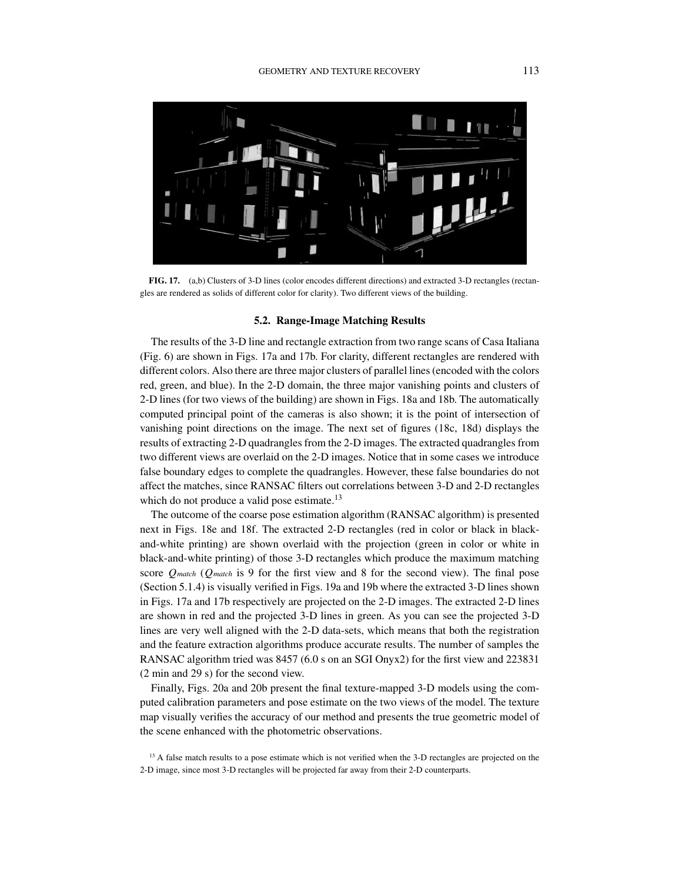**FIG. 17.** (a,b) Clusters of 3-D lines (color encodes different directions) and extracted 3-D rectangles (rectangles are rendered as solids of different color for clarity). Two different views of the building.

### 5.2. Range-Image Matching Results

The results of the 3-D line and rectangle extraction from two range scans of Casa Italiana (Fig. 6) are shown in Figs. 17a and 17b. For clarity, different rectangles are rendered with different colors. Also there are three major clusters of parallel lines (encoded with the colors red, green, and blue). In the 2-D domain, the three major vanishing points and clusters of 2-D lines (for two views of the building) are shown in Figs. 18a and 18b. The automatically computed principal point of the cameras is also shown; it is the point of intersection of vanishing point directions on the image. The next set of figures (18c, 18d) displays the results of extracting 2-D quadrangles from the 2-D images. The extracted quadrangles from two different views are overlaid on the 2-D images. Notice that in some cases we introduce false boundary edges to complete the quadrangles. However, these false boundaries do not affect the matches, since RANSAC filters out correlations between 3-D and 2-D rectangles which do not produce a valid pose estimate.[13]

The outcome of the coarse pose estimation algorithm (RANSAC algorithm) is presented next in Figs. 18e and 18f. The extracted 2-D rectangles (red in color or black in black-and-white printing) are shown overlaid with the projection (green in color or white in black-and-white printing) of those 3-D rectangles which produce the maximum matching score $Q_{match}$ ($Q_{match}$ is 9 for the first view and 8 for the second view). The final pose (Section 5.1.4) is visually verified in Figs. 19a and 19b where the extracted 3-D lines shown in Figs. 17a and 17b respectively are projected on the 2-D images. The extracted 2-D lines are shown in red and the projected 3-D lines in green. As you can see the projected 3-D lines are very well aligned with the 2-D data-sets, which means that both the registration and the feature extraction algorithms produce accurate results. The number of samples the RANSAC algorithm tried was 8457 (6.0 s on an SGI Onyx2) for the first view and 223831 (2 min and 29 s) for the second view.

Finally, Figs. 20a and 20b present the final texture-mapped 3-D models using the computed calibration parameters and pose estimate on the two views of the model. The texture map visually verifies the accuracy of our method and presents the true geometric model of the scene enhanced with the photometric observations.

[13] A false match results to a pose estimate which is not verified when the 3-D rectangles are projected on the 2-D image, since most 3-D rectangles will be projected far away from their 2-D counterparts.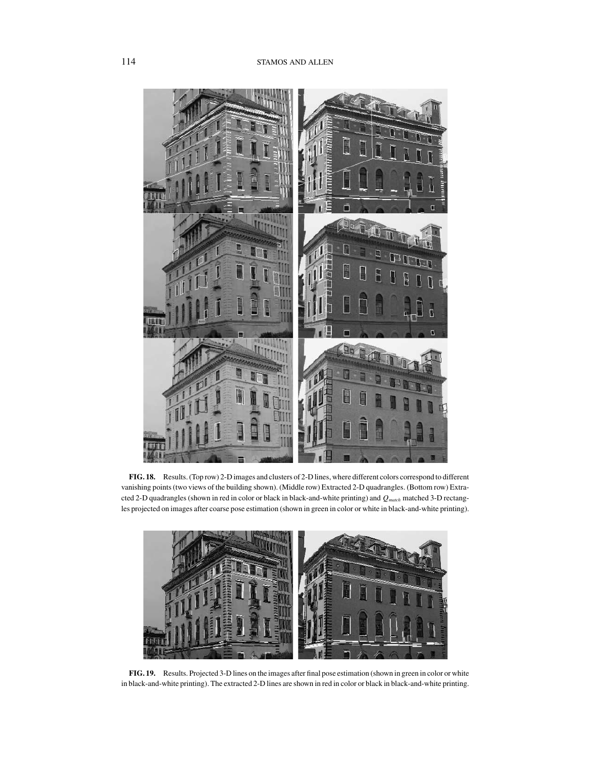**FIG. 18.** Results. (Top row) 2-D images and clusters of 2-D lines, where different colors correspond to different vanishing points (two views of the building shown). (Middle row) Extracted 2-D quadrangles. (Bottom row) Extracted 2-D quadrangles (shown in red in color or black in black-and-white printing) and $Q_{match}$ matched 3-D rectangles projected on images after coarse pose estimation (shown in green in color or white in black-and-white printing).

**FIG. 19.** Results. Projected 3-D lines on the images after final pose estimation (shown in green in color or white in black-and-white printing). The extracted 2-D lines are shown in red in color or black in black-and-white printing.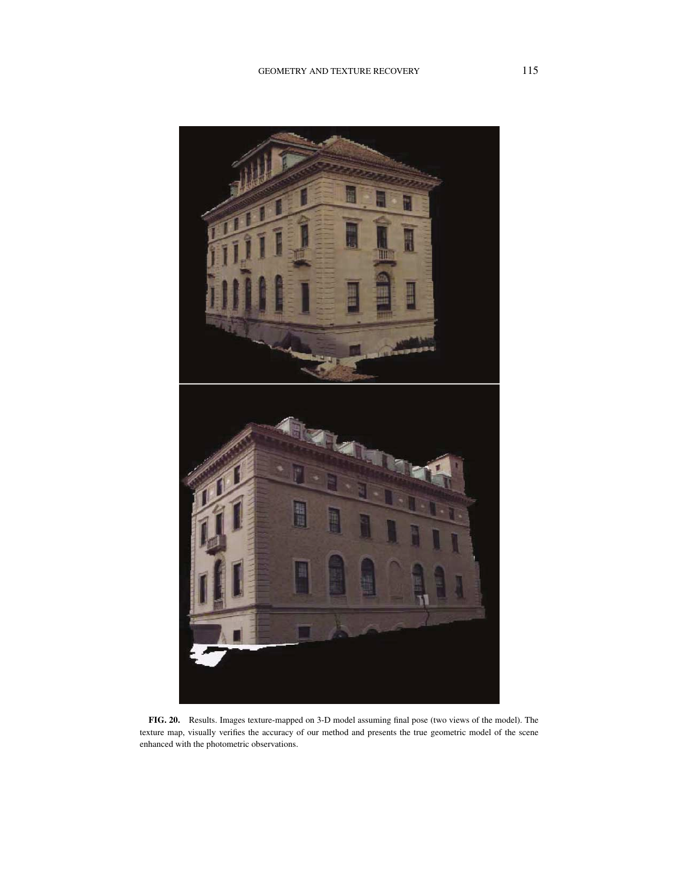**FIG. 20.** Results. Images texture-mapped on 3-D model assuming final pose (two views of the model). The texture map, visually verifies the accuracy of our method and presents the true geometric model of the scene enhanced with the photometric observations.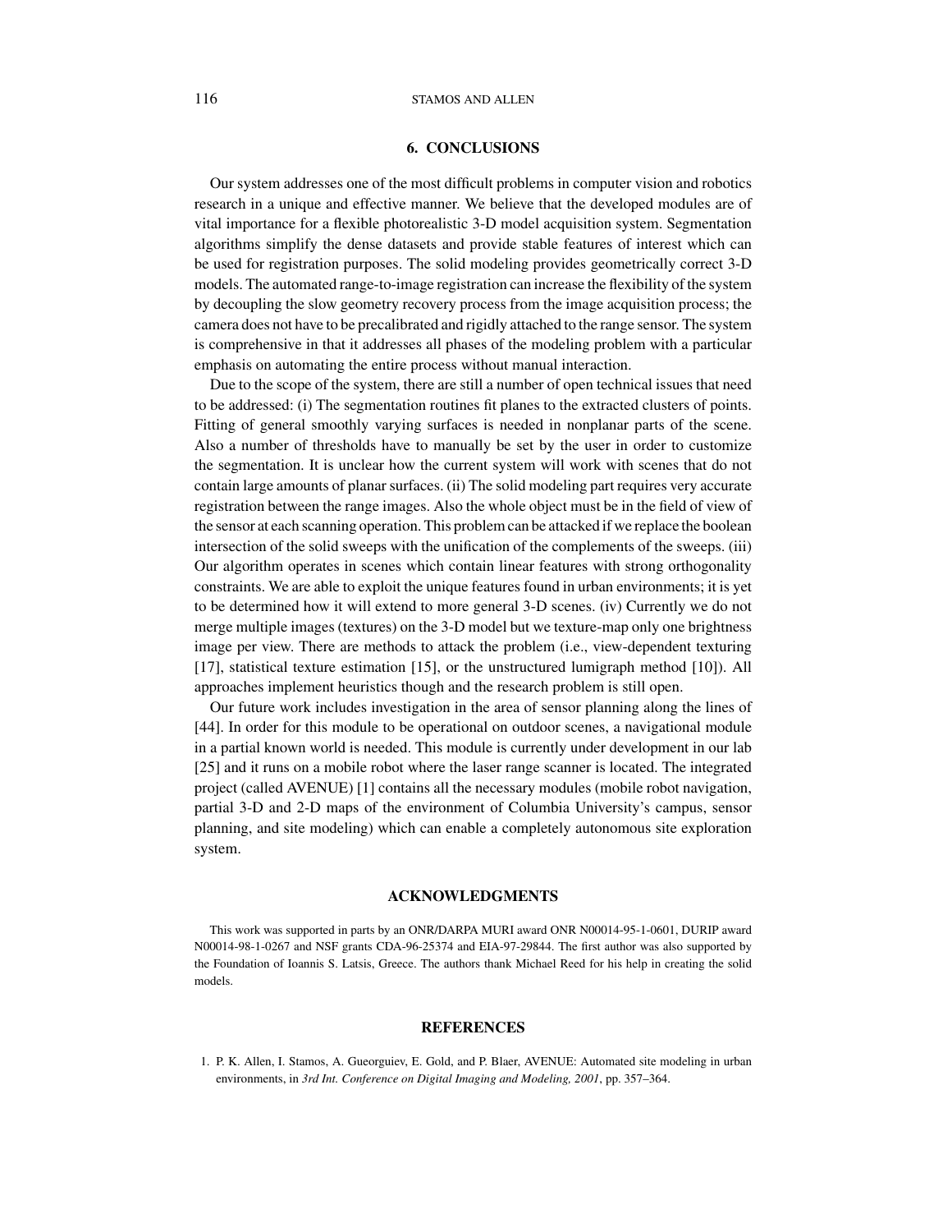## 6. CONCLUSIONS

Our system addresses one of the most difficult problems in computer vision and robotics research in a unique and effective manner. We believe that the developed modules are of vital importance for a flexible photorealistic 3-D model acquisition system. Segmentation algorithms simplify the dense datasets and provide stable features of interest which can be used for registration purposes. The solid modeling provides geometrically correct 3-D models. The automated range-to-image registration can increase the flexibility of the system by decoupling the slow geometry recovery process from the image acquisition process; the camera does not have to be precalibrated and rigidly attached to the range sensor. The system is comprehensive in that it addresses all phases of the modeling problem with a particular emphasis on automating the entire process without manual interaction.

Due to the scope of the system, there are still a number of open technical issues that need to be addressed: (i) The segmentation routines fit planes to the extracted clusters of points. Fitting of general smoothly varying surfaces is needed in nonplanar parts of the scene. Also a number of thresholds have to manually be set by the user in order to customize the segmentation. It is unclear how the current system will work with scenes that do not contain large amounts of planar surfaces. (ii) The solid modeling part requires very accurate registration between the range images. Also the whole object must be in the field of view of the sensor at each scanning operation. This problem can be attacked if we replace the boolean intersection of the solid sweeps with the unification of the complements of the sweeps. (iii) Our algorithm operates in scenes which contain linear features with strong orthogonality constraints. We are able to exploit the unique features found in urban environments; it is yet to be determined how it will extend to more general 3-D scenes. (iv) Currently we do not merge multiple images (textures) on the 3-D model but we texture-map only one brightness image per view. There are methods to attack the problem (i.e., view-dependent texturing [17], statistical texture estimation [15], or the unstructured lumigraph method [10]). All approaches implement heuristics though and the research problem is still open.

Our future work includes investigation in the area of sensor planning along the lines of [44]. In order for this module to be operational on outdoor scenes, a navigational module in a partial known world is needed. This module is currently under development in our lab [25] and it runs on a mobile robot where the laser range scanner is located. The integrated project (called AVENUE) [1] contains all the necessary modules (mobile robot navigation, partial 3-D and 2-D maps of the environment of Columbia University's campus, sensor planning, and site modeling) which can enable a completely autonomous site exploration system.

## ACKNOWLEDGMENTS

This work was supported in parts by an ONR/DARPA MURI award ONR N00014-95-1-0601, DURIP award N00014-98-1-0267 and NSF grants CDA-96-25374 and EIA-97-29844. The first author was also supported by the Foundation of Ioannis S. Latsis, Greece. The authors thank Michael Reed for his help in creating the solid models.

## REFERENCES

1. P. K. Allen, I. Stamos, A. Gueorguiev, E. Gold, and P. Blaer, AVENUE: Automated site modeling in urban environments, in *3rd Int. Conference on Digital Imaging and Modeling, 2001*, pp. 357–364.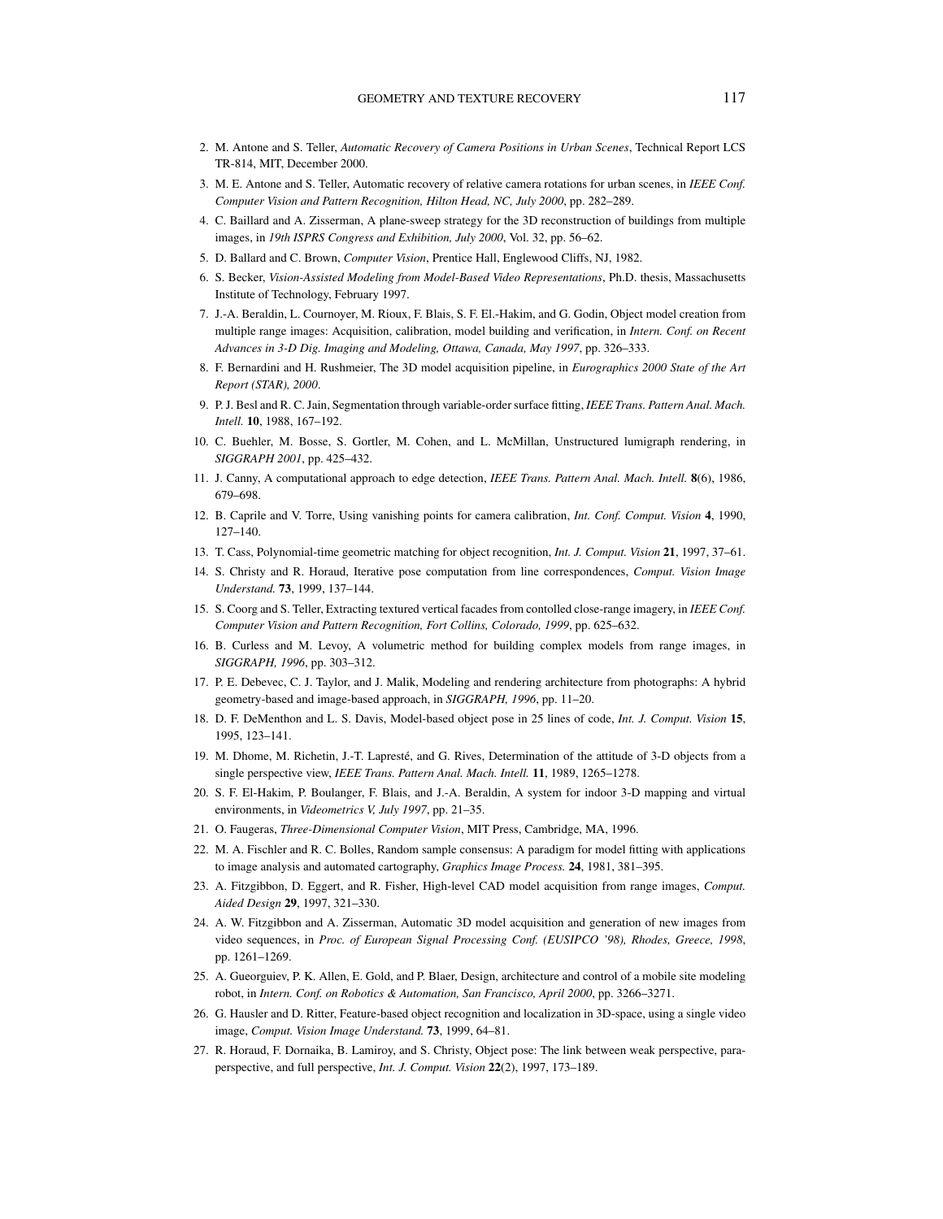2. M. Antone and S. Teller, *Automatic Recovery of Camera Positions in Urban Scenes*, Technical Report LCS TR-814, MIT, December 2000.
3. M. E. Antone and S. Teller, Automatic recovery of relative camera rotations for urban scenes, in *IEEE Conf. Computer Vision and Pattern Recognition, Hilton Head, NC, July 2000*, pp. 282–289.
4. C. Baillard and A. Zisserman, A plane-sweep strategy for the 3D reconstruction of buildings from multiple images, in *19th ISPRS Congress and Exhibition, July 2000*, Vol. 32, pp. 56–62.
5. D. Ballard and C. Brown, *Computer Vision*, Prentice Hall, Englewood Cliffs, NJ, 1982.
6. S. Becker, *Vision-Assisted Modeling from Model-Based Video Representations*, Ph.D. thesis, Massachusetts Institute of Technology, February 1997.
7. J.-A. Beraldin, L. Cournoyer, M. Rioux, F. Blais, S. F. El.-Hakim, and G. Godin, Object model creation from multiple range images: Acquisition, calibration, model building and verification, in *Intern. Conf. on Recent Advances in 3-D Dig. Imaging and Modeling, Ottawa, Canada, May 1997*, pp. 326–333.
8. F. Bernardini and H. Rushmeier, The 3D model acquisition pipeline, in *Eurographics 2000 State of the Art Report (STAR), 2000*.
9. P. J. Besl and R. C. Jain, Segmentation through variable-order surface fitting, *IEEE Trans. Pattern Anal. Mach. Intell.* **10**, 1988, 167–192.
10. C. Buehler, M. Bosse, S. Gortler, M. Cohen, and L. McMillan, Unstructured lumigraph rendering, in *SIGGRAPH 2001*, pp. 425–432.
11. J. Canny, A computational approach to edge detection, *IEEE Trans. Pattern Anal. Mach. Intell.* **8**(6), 1986, 679–698.
12. B. Caprile and V. Torre, Using vanishing points for camera calibration, *Int. Conf. Comput. Vision* **4**, 1990, 127–140.
13. T. Cass, Polynomial-time geometric matching for object recognition, *Int. J. Comput. Vision* **21**, 1997, 37–61.
14. S. Christy and R. Horaud, Iterative pose computation from line correspondences, *Comput. Vision Image Understand.* **73**, 1999, 137–144.
15. S. Coorg and S. Teller, Extracting textured vertical facades from contolled close-range imagery, in *IEEE Conf. Computer Vision and Pattern Recognition, Fort Collins, Colorado, 1999*, pp. 625–632.
16. B. Curless and M. Levoy, A volumetric method for building complex models from range images, in *SIGGRAPH, 1996*, pp. 303–312.
17. P. E. Debevec, C. J. Taylor, and J. Malik, Modeling and rendering architecture from photographs: A hybrid geometry-based and image-based approach, in *SIGGRAPH, 1996*, pp. 11–20.
18. D. F. DeMenthon and L. S. Davis, Model-based object pose in 25 lines of code, *Int. J. Comput. Vision* **15**, 1995, 123–141.
19. M. Dhome, M. Richetin, J.-T. Lapresté, and G. Rives, Determination of the attitude of 3-D objects from a single perspective view, *IEEE Trans. Pattern Anal. Mach. Intell.* **11**, 1989, 1265–1278.
20. S. F. El-Hakim, P. Boulanger, F. Blais, and J.-A. Beraldin, A system for indoor 3-D mapping and virtual environments, in *Videometrics V, July 1997*, pp. 21–35.
21. O. Faugeras, *Three-Dimensional Computer Vision*, MIT Press, Cambridge, MA, 1996.
22. M. A. Fischler and R. C. Bolles, Random sample consensus: A paradigm for model fitting with applications to image analysis and automated cartography, *Graphics Image Process.* **24**, 1981, 381–395.
23. A. Fitzgibbon, D. Eggert, and R. Fisher, High-level CAD model acquisition from range images, *Comput. Aided Design* **29**, 1997, 321–330.
24. A. W. Fitzgibbon and A. Zisserman, Automatic 3D model acquisition and generation of new images from video sequences, in *Proc. of European Signal Processing Conf. (EUSIPCO '98), Rhodes, Greece, 1998*, pp. 1261–1269.
25. A. Gueorguiev, P. K. Allen, E. Gold, and P. Blaer, Design, architecture and control of a mobile site modeling robot, in *Intern. Conf. on Robotics & Automation, San Francisco, April 2000*, pp. 3266–3271.
26. G. Hausler and D. Ritter, Feature-based object recognition and localization in 3D-space, using a single video image, *Comput. Vision Image Understand.* **73**, 1999, 64–81.
27. R. Horaud, F. Dornaika, B. Lamiroy, and S. Christy, Object pose: The link between weak perspective, paraperspective, and full perspective, *Int. J. Comput. Vision* **22**(2), 1997, 173–189.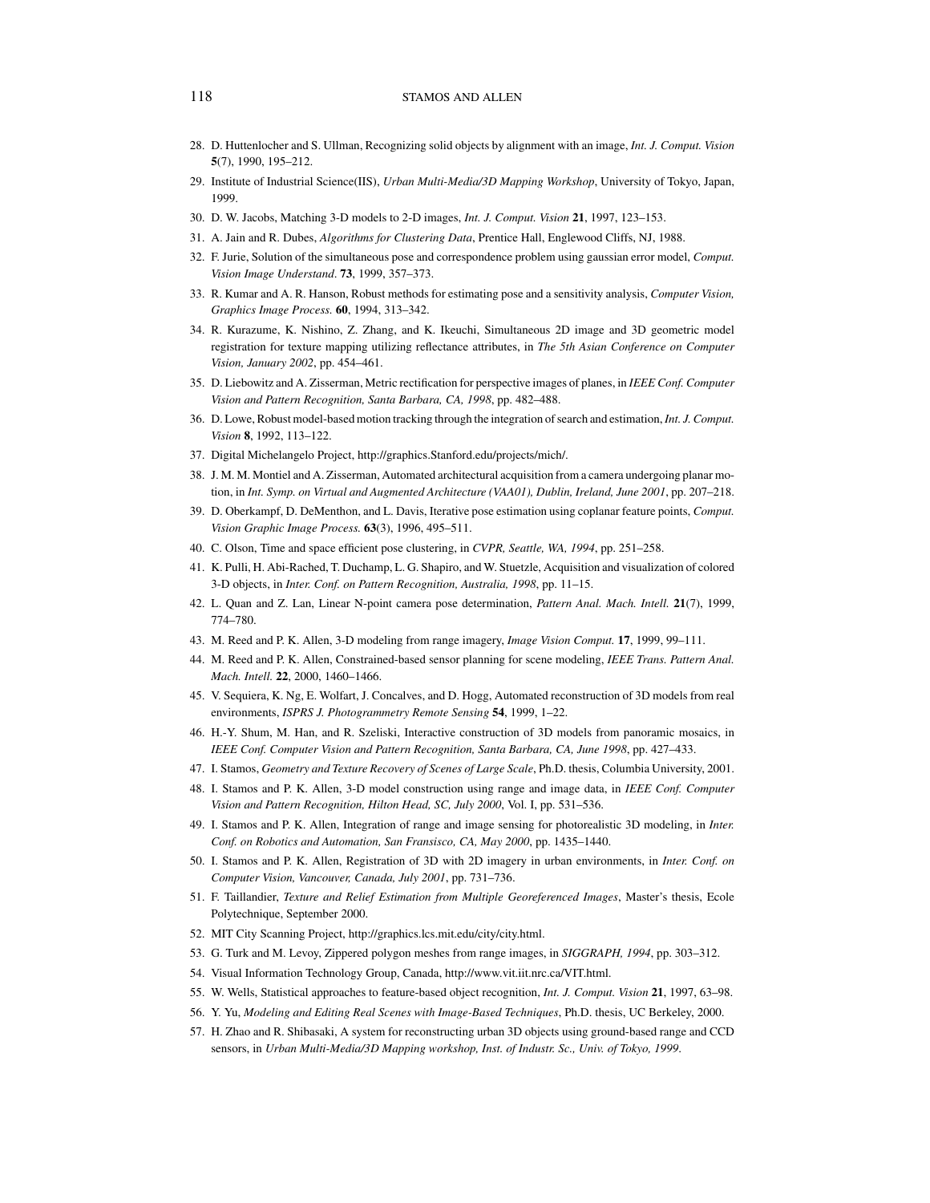28. D. Huttenlocher and S. Ullman, Recognizing solid objects by alignment with an image, *Int. J. Comput. Vision* **5**(7), 1990, 195–212.
29. Institute of Industrial Science(IIS), *Urban Multi-Media/3D Mapping Workshop*, University of Tokyo, Japan, 1999.
30. D. W. Jacobs, Matching 3-D models to 2-D images, *Int. J. Comput. Vision* **21**, 1997, 123–153.
31. A. Jain and R. Dubes, *Algorithms for Clustering Data*, Prentice Hall, Englewood Cliffs, NJ, 1988.
32. F. Jurie, Solution of the simultaneous pose and correspondence problem using gaussian error model, *Comput. Vision Image Understand*. **73**, 1999, 357–373.
33. R. Kumar and A. R. Hanson, Robust methods for estimating pose and a sensitivity analysis, *Computer Vision, Graphics Image Process.* **60**, 1994, 313–342.
34. R. Kurazume, K. Nishino, Z. Zhang, and K. Ikeuchi, Simultaneous 2D image and 3D geometric model registration for texture mapping utilizing reflectance attributes, in *The 5th Asian Conference on Computer Vision, January 2002*, pp. 454–461.
35. D. Liebowitz and A. Zisserman, Metric rectification for perspective images of planes, in *IEEE Conf. Computer Vision and Pattern Recognition, Santa Barbara, CA, 1998*, pp. 482–488.
36. D. Lowe, Robust model-based motion tracking through the integration of search and estimation, *Int. J. Comput. Vision* **8**, 1992, 113–122.
37. Digital Michelangelo Project, http://graphics.Stanford.edu/projects/mich/.
38. J. M. M. Montiel and A. Zisserman, Automated architectural acquisition from a camera undergoing planar motion, in *Int. Symp. on Virtual and Augmented Architecture (VAA01), Dublin, Ireland, June 2001*, pp. 207–218.
39. D. Oberkampf, D. DeMenthon, and L. Davis, Iterative pose estimation using coplanar feature points, *Comput. Vision Graphic Image Process.* **63**(3), 1996, 495–511.
40. C. Olson, Time and space efficient pose clustering, in *CVPR, Seattle, WA, 1994*, pp. 251–258.
41. K. Pulli, H. Abi-Rached, T. Duchamp, L. G. Shapiro, and W. Stuetzle, Acquisition and visualization of colored 3-D objects, in *Inter. Conf. on Pattern Recognition, Australia, 1998*, pp. 11–15.
42. L. Quan and Z. Lan, Linear N-point camera pose determination, *Pattern Anal. Mach. Intell.* **21**(7), 1999, 774–780.
43. M. Reed and P. K. Allen, 3-D modeling from range imagery, *Image Vision Comput.* **17**, 1999, 99–111.
44. M. Reed and P. K. Allen, Constrained-based sensor planning for scene modeling, *IEEE Trans. Pattern Anal. Mach. Intell.* **22**, 2000, 1460–1466.
45. V. Sequiera, K. Ng, E. Wolfart, J. Concalves, and D. Hogg, Automated reconstruction of 3D models from real environments, *ISPRS J. Photogrammetry Remote Sensing* **54**, 1999, 1–22.
46. H.-Y. Shum, M. Han, and R. Szeliski, Interactive construction of 3D models from panoramic mosaics, in *IEEE Conf. Computer Vision and Pattern Recognition, Santa Barbara, CA, June 1998*, pp. 427–433.
47. I. Stamos, *Geometry and Texture Recovery of Scenes of Large Scale*, Ph.D. thesis, Columbia University, 2001.
48. I. Stamos and P. K. Allen, 3-D model construction using range and image data, in *IEEE Conf. Computer Vision and Pattern Recognition, Hilton Head, SC, July 2000*, Vol. I, pp. 531–536.
49. I. Stamos and P. K. Allen, Integration of range and image sensing for photorealistic 3D modeling, in *Inter. Conf. on Robotics and Automation, San Fransisco, CA, May 2000*, pp. 1435–1440.
50. I. Stamos and P. K. Allen, Registration of 3D with 2D imagery in urban environments, in *Inter. Conf. on Computer Vision, Vancouver, Canada, July 2001*, pp. 731–736.
51. F. Taillandier, *Texture and Relief Estimation from Multiple Georeferenced Images*, Master's thesis, Ecole Polytechnique, September 2000.
52. MIT City Scanning Project, http://graphics.lcs.mit.edu/city/city.html.
53. G. Turk and M. Levoy, Zippered polygon meshes from range images, in *SIGGRAPH, 1994*, pp. 303–312.
54. Visual Information Technology Group, Canada, http://www.vit.iit.nrc.ca/VIT.html.
55. W. Wells, Statistical approaches to feature-based object recognition, *Int. J. Comput. Vision* **21**, 1997, 63–98.
56. Y. Yu, *Modeling and Editing Real Scenes with Image-Based Techniques*, Ph.D. thesis, UC Berkeley, 2000.
57. H. Zhao and R. Shibasaki, A system for reconstructing urban 3D objects using ground-based range and CCD sensors, in *Urban Multi-Media/3D Mapping workshop, Inst. of Industr. Sc., Univ. of Tokyo, 1999*.